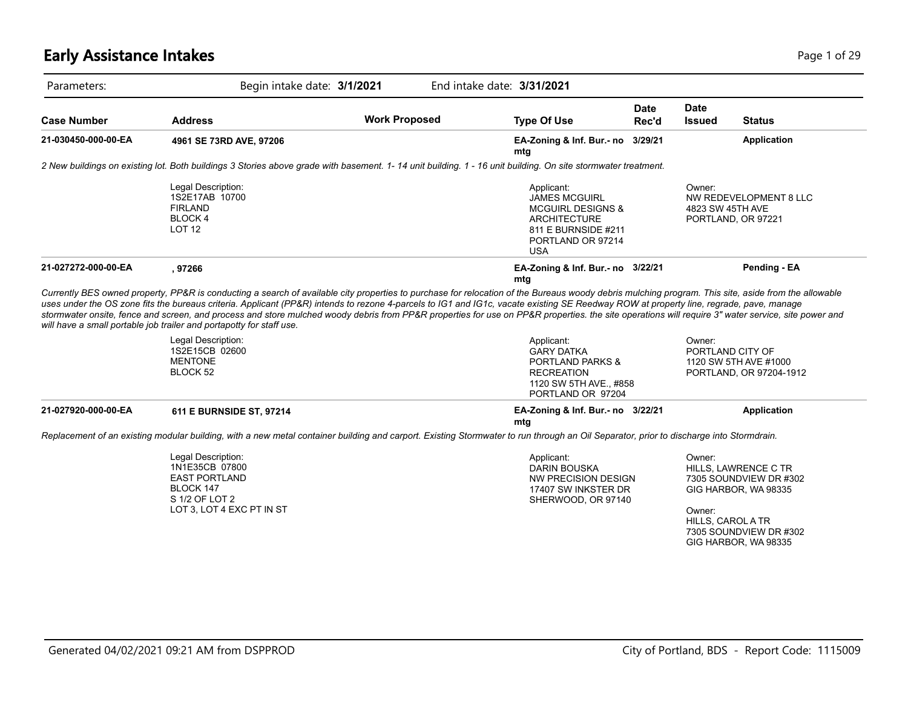# Early Assistance Intakes

Parameters: Begin intake date: **3/1/2021** End intake date: **3/31/2021**

| Case Number | Address | Work Proposed | Type Of Use | Date Rec'd | Date Issued | Status |
|---|---|---|---|---|---|---|
| **21-030450-000-00-EA** | **4961 SE 73RD AVE, 97206** | | **EA-Zoning & Inf. Bur.- no mtg** | **3/29/21** | | **Application** |

*2 New buildings on existing lot. Both buildings 3 Stories above grade with basement. 1- 14 unit building. 1 - 16 unit building. On site stormwater treatment.*

Legal Description:
1S2E17AB 10700
FIRLAND
BLOCK 4
LOT 12

Applicant:
JAMES MCGUIRL
MCGUIRL DESIGNS &
ARCHITECTURE
811 E BURNSIDE #211
PORTLAND OR 97214
USA

Owner:
NW REDEVELOPMENT 8 LLC
4823 SW 45TH AVE
PORTLAND, OR 97221

| Case Number | Address | Work Proposed | Type Of Use | Date Rec'd | Date Issued | Status |
|---|---|---|---|---|---|---|
| **21-027272-000-00-EA** | **, 97266** | | **EA-Zoning & Inf. Bur.- no mtg** | **3/22/21** | | **Pending - EA** |

*Currently BES owned property, PP&R is conducting a search of available city properties to purchase for relocation of the Bureaus woody debris mulching program. This site, aside from the allowable uses under the OS zone fits the bureaus criteria. Applicant (PP&R) intends to rezone 4-parcels to IG1 and IG1c, vacate existing SE Reedway ROW at property line, regrade, pave, manage stormwater onsite, fence and screen, and process and store mulched woody debris from PP&R properties for use on PP&R properties. the site operations will require 3" water service, site power and will have a small portable job trailer and portapotty for staff use.*

Legal Description:
1S2E15CB 02600
MENTONE
BLOCK 52

Applicant:
GARY DATKA
PORTLAND PARKS &
RECREATION
1120 SW 5TH AVE., #858
PORTLAND OR 97204

Owner:
PORTLAND CITY OF
1120 SW 5TH AVE #1000
PORTLAND, OR 97204-1912

| Case Number | Address | Work Proposed | Type Of Use | Date Rec'd | Date Issued | Status |
|---|---|---|---|---|---|---|
| **21-027920-000-00-EA** | **611 E BURNSIDE ST, 97214** | | **EA-Zoning & Inf. Bur.- no mtg** | **3/22/21** | | **Application** |

*Replacement of an existing modular building, with a new metal container building and carport. Existing Stormwater to run through an Oil Separator, prior to discharge into Stormdrain.*

Legal Description:
1N1E35CB 07800
EAST PORTLAND
BLOCK 147
S 1/2 OF LOT 2
LOT 3, LOT 4 EXC PT IN ST

Applicant:
DARIN BOUSKA
NW PRECISION DESIGN
17407 SW INKSTER DR
SHERWOOD, OR 97140

Owner:
HILLS, LAWRENCE C TR
7305 SOUNDVIEW DR #302
GIG HARBOR, WA 98335

Owner:
HILLS, CAROL A TR
7305 SOUNDVIEW DR #302
GIG HARBOR, WA 98335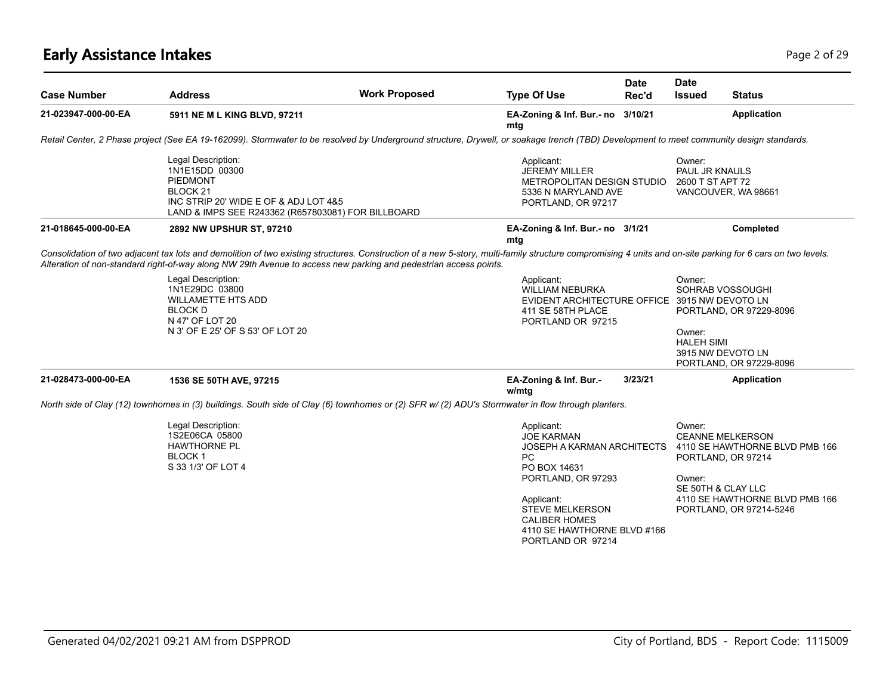# Early Assistance Intakes

| Case Number | Address | Work Proposed | Type Of Use | Date Rec'd | Date Issued | Status |
|---|---|---|---|---|---|---|
| **21-023947-000-00-EA** | **5911 NE M L KING BLVD, 97211** | | **EA-Zoning & Inf. Bur.- no mtg** | **3/10/21** | | **Application** |

*Retail Center, 2 Phase project (See EA 19-162099). Stormwater to be resolved by Underground structure, Drywell, or soakage trench (TBD) Development to meet community design standards.*

Legal Description:
1N1E15DD 00300
PIEDMONT
BLOCK 21
INC STRIP 20' WIDE E OF & ADJ LOT 4&5
LAND & IMPS SEE R243362 (R657803081) FOR BILLBOARD

Applicant:
JEREMY MILLER
METROPOLITAN DESIGN STUDIO
5336 N MARYLAND AVE
PORTLAND, OR 97217

Owner:
PAUL JR KNAULS
2600 T ST APT 72
VANCOUVER, WA 98661

| Case Number | Address | Work Proposed | Type Of Use | Date Rec'd | Date Issued | Status |
|---|---|---|---|---|---|---|
| **21-018645-000-00-EA** | **2892 NW UPSHUR ST, 97210** | | **EA-Zoning & Inf. Bur.- no mtg** | **3/1/21** | | **Completed** |

*Consolidation of two adjacent tax lots and demolition of two existing structures. Construction of a new 5-story, multi-family structure compromising 4 units and on-site parking for 6 cars on two levels. Alteration of non-standard right-of-way along NW 29th Avenue to access new parking and pedestrian access points.*

Legal Description:
1N1E29DC 03800
WILLAMETTE HTS ADD
BLOCK D
N 47' OF LOT 20
N 3' OF E 25' OF S 53' OF LOT 20

Applicant:
WILLIAM NEBURKA
EVIDENT ARCHITECTURE OFFICE
411 SE 58TH PLACE
PORTLAND OR 97215

Owner:
SOHRAB VOSSOUGHI
3915 NW DEVOTO LN
PORTLAND, OR 97229-8096

Owner:
HALEH SIMI
3915 NW DEVOTO LN
PORTLAND, OR 97229-8096

| Case Number | Address | Work Proposed | Type Of Use | Date Rec'd | Date Issued | Status |
|---|---|---|---|---|---|---|
| **21-028473-000-00-EA** | **1536 SE 50TH AVE, 97215** | | **EA-Zoning & Inf. Bur.- w/mtg** | **3/23/21** | | **Application** |

*North side of Clay (12) townhomes in (3) buildings. South side of Clay (6) townhomes or (2) SFR w/ (2) ADU's Stormwater in flow through planters.*

Legal Description:
1S2E06CA 05800
HAWTHORNE PL
BLOCK 1
S 33 1/3' OF LOT 4

Applicant:
JOE KARMAN
JOSEPH A KARMAN ARCHITECTS PC
PO BOX 14631
PORTLAND, OR 97293

Applicant:
STEVE MELKERSON
CALIBER HOMES
4110 SE HAWTHORNE BLVD #166
PORTLAND OR 97214

Owner:
CEANNE MELKERSON
4110 SE HAWTHORNE BLVD PMB 166
PORTLAND, OR 97214

Owner:
SE 50TH & CLAY LLC
4110 SE HAWTHORNE BLVD PMB 166
PORTLAND, OR 97214-5246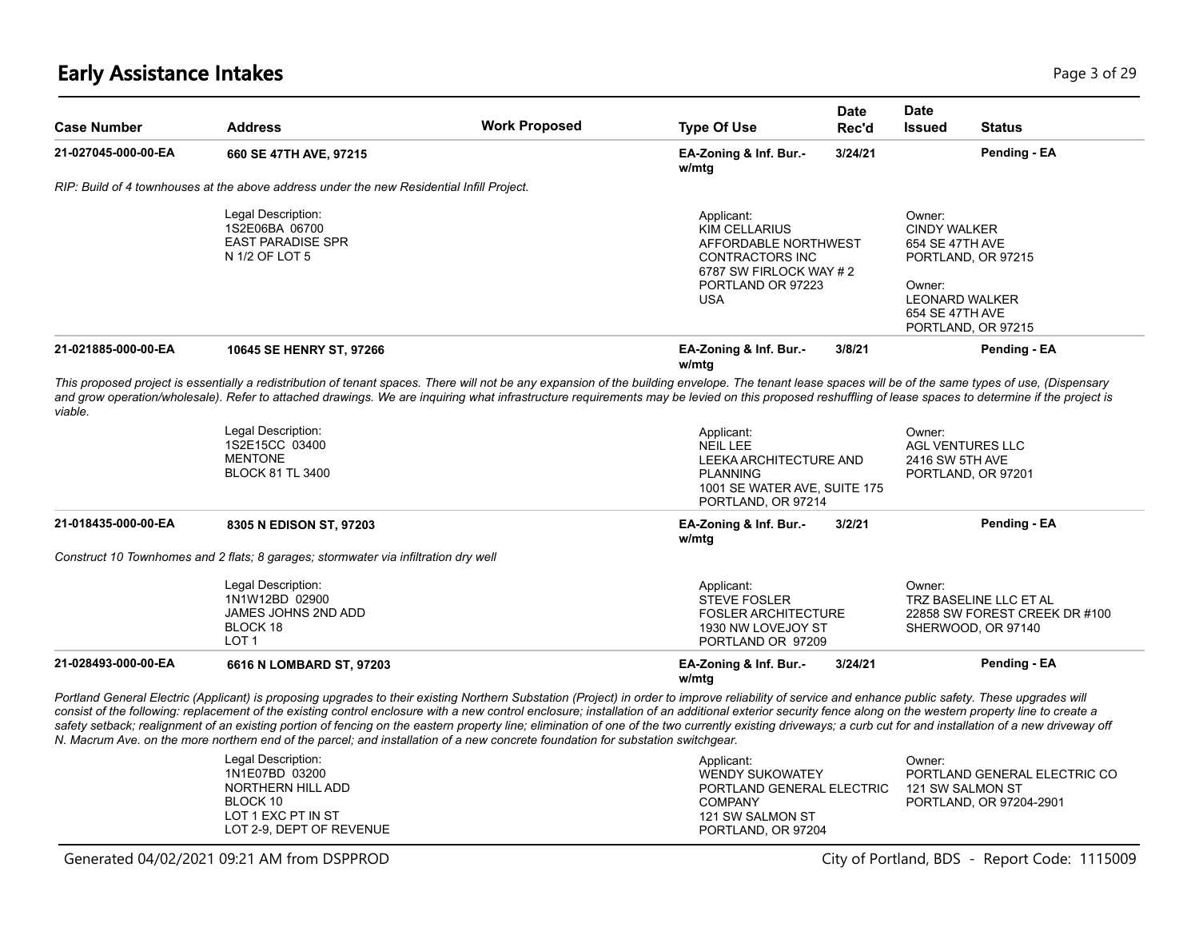# Early Assistance Intakes

| Case Number | Address | Work Proposed | Type Of Use | Date Rec'd | Date Issued | Status |
|---|---|---|---|---|---|---|
| **21-027045-000-00-EA** | **660 SE 47TH AVE, 97215** | | **EA-Zoning & Inf. Bur.- w/mtg** | **3/24/21** | | **Pending - EA** |

*RIP: Build of 4 townhouses at the above address under the new Residential Infill Project.*

Legal Description:
1S2E06BA 06700
EAST PARADISE SPR
N 1/2 OF LOT 5

Applicant:
KIM CELLARIUS
AFFORDABLE NORTHWEST CONTRACTORS INC
6787 SW FIRLOCK WAY # 2
PORTLAND OR 97223
USA

Owner:
CINDY WALKER
654 SE 47TH AVE
PORTLAND, OR 97215

Owner:
LEONARD WALKER
654 SE 47TH AVE
PORTLAND, OR 97215

| Case Number | Address | Work Proposed | Type Of Use | Date Rec'd | Date Issued | Status |
|---|---|---|---|---|---|---|
| **21-021885-000-00-EA** | **10645 SE HENRY ST, 97266** | | **EA-Zoning & Inf. Bur.- w/mtg** | **3/8/21** | | **Pending - EA** |

*This proposed project is essentially a redistribution of tenant spaces. There will not be any expansion of the building envelope. The tenant lease spaces will be of the same types of use, (Dispensary and grow operation/wholesale). Refer to attached drawings. We are inquiring what infrastructure requirements may be levied on this proposed reshuffling of lease spaces to determine if the project is viable.*

Legal Description:
1S2E15CC 03400
MENTONE
BLOCK 81 TL 3400

Applicant:
NEIL LEE
LEEKA ARCHITECTURE AND PLANNING
1001 SE WATER AVE, SUITE 175
PORTLAND, OR 97214

Owner:
AGL VENTURES LLC
2416 SW 5TH AVE
PORTLAND, OR 97201

| Case Number | Address | Work Proposed | Type Of Use | Date Rec'd | Date Issued | Status |
|---|---|---|---|---|---|---|
| **21-018435-000-00-EA** | **8305 N EDISON ST, 97203** | | **EA-Zoning & Inf. Bur.- w/mtg** | **3/2/21** | | **Pending - EA** |

*Construct 10 Townhomes and 2 flats; 8 garages; stormwater via infiltration dry well*

Legal Description:
1N1W12BD 02900
JAMES JOHNS 2ND ADD
BLOCK 18
LOT 1

Applicant:
STEVE FOSLER
FOSLER ARCHITECTURE
1930 NW LOVEJOY ST
PORTLAND OR 97209

Owner:
TRZ BASELINE LLC ET AL
22858 SW FOREST CREEK DR #100
SHERWOOD, OR 97140

| Case Number | Address | Work Proposed | Type Of Use | Date Rec'd | Date Issued | Status |
|---|---|---|---|---|---|---|
| **21-028493-000-00-EA** | **6616 N LOMBARD ST, 97203** | | **EA-Zoning & Inf. Bur.- w/mtg** | **3/24/21** | | **Pending - EA** |

*Portland General Electric (Applicant) is proposing upgrades to their existing Northern Substation (Project) in order to improve reliability of service and enhance public safety. These upgrades will consist of the following: replacement of the existing control enclosure with a new control enclosure; installation of an additional exterior security fence along on the western property line to create a safety setback; realignment of an existing portion of fencing on the eastern property line; elimination of one of the two currently existing driveways; a curb cut for and installation of a new driveway off N. Macrum Ave. on the more northern end of the parcel; and installation of a new concrete foundation for substation switchgear.*

Legal Description:
1N1E07BD 03200
NORTHERN HILL ADD
BLOCK 10
LOT 1 EXC PT IN ST
LOT 2-9, DEPT OF REVENUE

Applicant:
WENDY SUKOWATEY
PORTLAND GENERAL ELECTRIC COMPANY
121 SW SALMON ST
PORTLAND, OR 97204

Owner:
PORTLAND GENERAL ELECTRIC CO
121 SW SALMON ST
PORTLAND, OR 97204-2901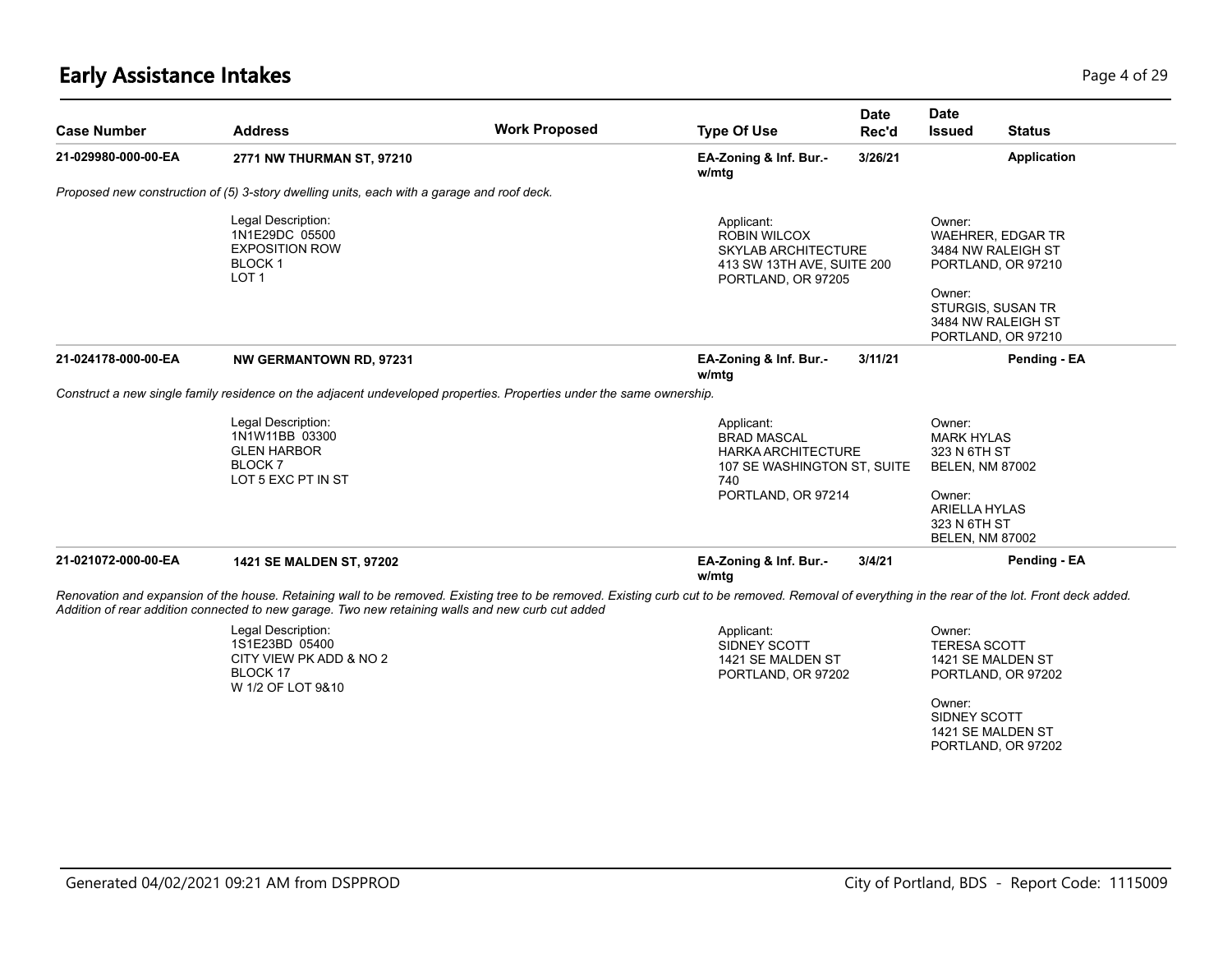# Early Assistance Intakes

| Case Number | Address | Work Proposed | Type Of Use | Date Rec'd | Date Issued | Status |
|---|---|---|---|---|---|---|
| 21-029980-000-00-EA | 2771 NW THURMAN ST, 97210 | | EA-Zoning & Inf. Bur.- w/mtg | 3/26/21 | | Application |

*Proposed new construction of (5) 3-story dwelling units, each with a garage and roof deck.*

Legal Description:
1N1E29DC 05500
EXPOSITION ROW
BLOCK 1
LOT 1

Applicant:
ROBIN WILCOX
SKYLAB ARCHITECTURE
413 SW 13TH AVE, SUITE 200
PORTLAND, OR 97205

Owner:
WAEHRER, EDGAR TR
3484 NW RALEIGH ST
PORTLAND, OR 97210

Owner:
STURGIS, SUSAN TR
3484 NW RALEIGH ST
PORTLAND, OR 97210

| Case Number | Address | Work Proposed | Type Of Use | Date Rec'd | Date Issued | Status |
|---|---|---|---|---|---|---|
| 21-024178-000-00-EA | NW GERMANTOWN RD, 97231 | | EA-Zoning & Inf. Bur.- w/mtg | 3/11/21 | | Pending - EA |

*Construct a new single family residence on the adjacent undeveloped properties. Properties under the same ownership.*

Legal Description:
1N1W11BB 03300
GLEN HARBOR
BLOCK 7
LOT 5 EXC PT IN ST

Applicant:
BRAD MASCAL
HARKA ARCHITECTURE
107 SE WASHINGTON ST, SUITE 740
PORTLAND, OR 97214

Owner:
MARK HYLAS
323 N 6TH ST
BELEN, NM 87002

Owner:
ARIELLA HYLAS
323 N 6TH ST
BELEN, NM 87002

| Case Number | Address | Work Proposed | Type Of Use | Date Rec'd | Date Issued | Status |
|---|---|---|---|---|---|---|
| 21-021072-000-00-EA | 1421 SE MALDEN ST, 97202 | | EA-Zoning & Inf. Bur.- w/mtg | 3/4/21 | | Pending - EA |

*Renovation and expansion of the house. Retaining wall to be removed. Existing tree to be removed. Existing curb cut to be removed. Removal of everything in the rear of the lot. Front deck added. Addition of rear addition connected to new garage. Two new retaining walls and new curb cut added*

Legal Description:
1S1E23BD 05400
CITY VIEW PK ADD & NO 2
BLOCK 17
W 1/2 OF LOT 9&10

Applicant:
SIDNEY SCOTT
1421 SE MALDEN ST
PORTLAND, OR 97202

Owner:
TERESA SCOTT
1421 SE MALDEN ST
PORTLAND, OR 97202

Owner:
SIDNEY SCOTT
1421 SE MALDEN ST
PORTLAND, OR 97202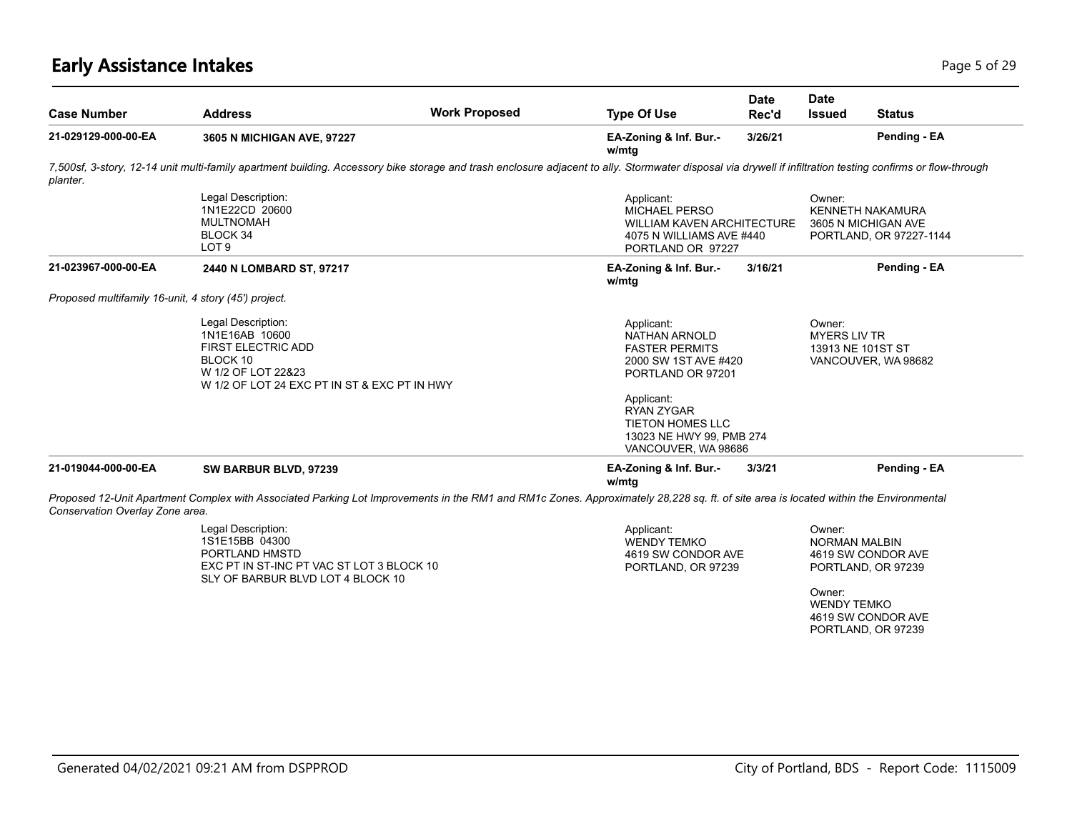# Early Assistance Intakes

| Case Number | Address | Work Proposed | Type Of Use | Date Rec'd | Date Issued | Status |
|---|---|---|---|---|---|---|
| **21-029129-000-00-EA** | **3605 N MICHIGAN AVE, 97227** | | **EA-Zoning & Inf. Bur.- w/mtg** | **3/26/21** | | **Pending - EA** |

*7,500sf, 3-story, 12-14 unit multi-family apartment building. Accessory bike storage and trash enclosure adjacent to ally. Stormwater disposal via drywell if infiltration testing confirms or flow-through planter.*

Legal Description:
1N1E22CD 20600
MULTNOMAH
BLOCK 34
LOT 9

Applicant:
MICHAEL PERSO
WILLIAM KAVEN ARCHITECTURE
4075 N WILLIAMS AVE #440
PORTLAND OR 97227

Owner:
KENNETH NAKAMURA
3605 N MICHIGAN AVE
PORTLAND, OR 97227-1144

| Case Number | Address | Work Proposed | Type Of Use | Date Rec'd | Date Issued | Status |
|---|---|---|---|---|---|---|
| **21-023967-000-00-EA** | **2440 N LOMBARD ST, 97217** | | **EA-Zoning & Inf. Bur.- w/mtg** | **3/16/21** | | **Pending - EA** |

*Proposed multifamily 16-unit, 4 story (45') project.*

Legal Description:
1N1E16AB 10600
FIRST ELECTRIC ADD
BLOCK 10
W 1/2 OF LOT 22&23
W 1/2 OF LOT 24 EXC PT IN ST & EXC PT IN HWY

Applicant:
NATHAN ARNOLD
FASTER PERMITS
2000 SW 1ST AVE #420
PORTLAND OR 97201

Applicant:
RYAN ZYGAR
TIETON HOMES LLC
13023 NE HWY 99, PMB 274
VANCOUVER, WA 98686

Owner:
MYERS LIV TR
13913 NE 101ST ST
VANCOUVER, WA 98682

| Case Number | Address | Work Proposed | Type Of Use | Date Rec'd | Date Issued | Status |
|---|---|---|---|---|---|---|
| **21-019044-000-00-EA** | **SW BARBUR BLVD, 97239** | | **EA-Zoning & Inf. Bur.- w/mtg** | **3/3/21** | | **Pending - EA** |

*Proposed 12-Unit Apartment Complex with Associated Parking Lot Improvements in the RM1 and RM1c Zones. Approximately 28,228 sq. ft. of site area is located within the Environmental Conservation Overlay Zone area.*

Legal Description:
1S1E15BB 04300
PORTLAND HMSTD
EXC PT IN ST-INC PT VAC ST LOT 3 BLOCK 10
SLY OF BARBUR BLVD LOT 4 BLOCK 10

Applicant:
WENDY TEMKO
4619 SW CONDOR AVE
PORTLAND, OR 97239

Owner:
NORMAN MALBIN
4619 SW CONDOR AVE
PORTLAND, OR 97239

Owner:
WENDY TEMKO
4619 SW CONDOR AVE
PORTLAND, OR 97239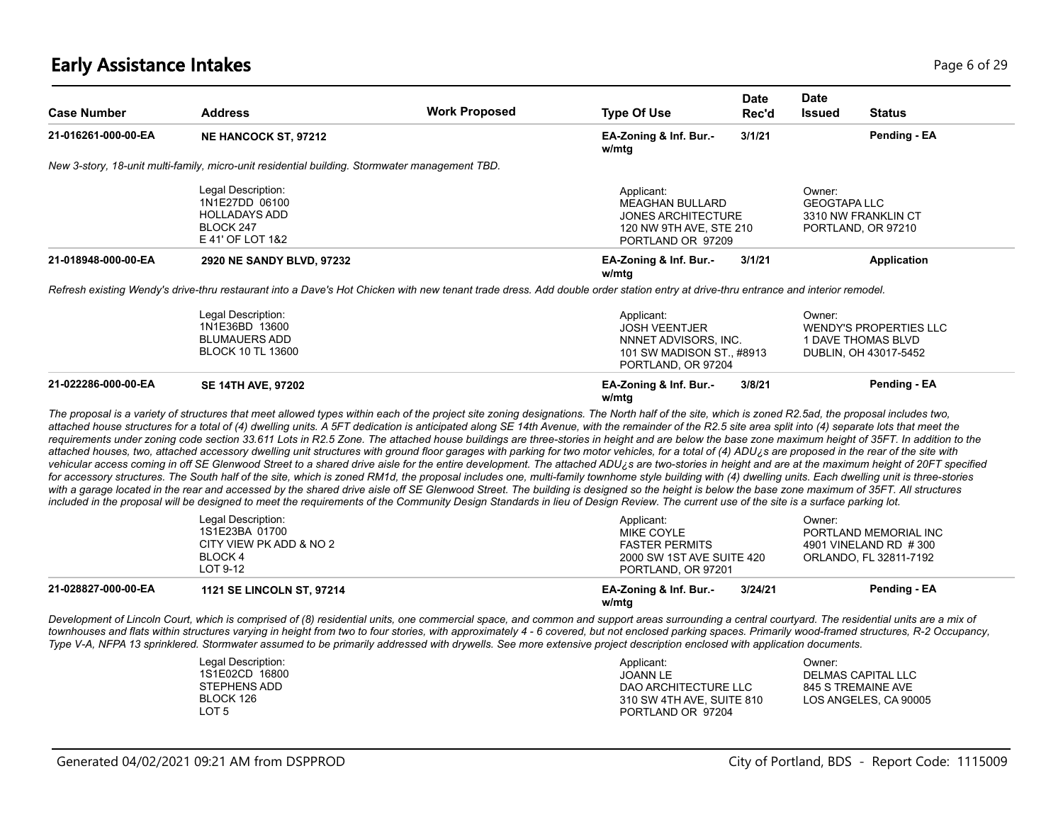# Early Assistance Intakes

| Case Number | Address | Work Proposed | Type Of Use | Date Rec'd | Date Issued | Status |
|---|---|---|---|---|---|---|
| 21-016261-000-00-EA | NE HANCOCK ST, 97212 | | EA-Zoning & Inf. Bur.- w/mtg | 3/1/21 | | Pending - EA |

*New 3-story, 18-unit multi-family, micro-unit residential building. Stormwater management TBD.*

Legal Description:
1N1E27DD 06100
HOLLADAYS ADD
BLOCK 247
E 41' OF LOT 1&2

Applicant:
MEAGHAN BULLARD
JONES ARCHITECTURE
120 NW 9TH AVE, STE 210
PORTLAND OR 97209

Owner:
GEOGTAPA LLC
3310 NW FRANKLIN CT
PORTLAND, OR 97210

| Case Number | Address | Work Proposed | Type Of Use | Date Rec'd | Date Issued | Status |
|---|---|---|---|---|---|---|
| 21-018948-000-00-EA | 2920 NE SANDY BLVD, 97232 | | EA-Zoning & Inf. Bur.- w/mtg | 3/1/21 | | Application |

*Refresh existing Wendy's drive-thru restaurant into a Dave's Hot Chicken with new tenant trade dress. Add double order station entry at drive-thru entrance and interior remodel.*

Legal Description:
1N1E36BD 13600
BLUMAUERS ADD
BLOCK 10 TL 13600

Applicant:
JOSH VEENTJER
NNNET ADVISORS, INC.
101 SW MADISON ST., #8913
PORTLAND, OR 97204

Owner:
WENDY'S PROPERTIES LLC
1 DAVE THOMAS BLVD
DUBLIN, OH 43017-5452

| Case Number | Address | Work Proposed | Type Of Use | Date Rec'd | Date Issued | Status |
|---|---|---|---|---|---|---|
| 21-022286-000-00-EA | SE 14TH AVE, 97202 | | EA-Zoning & Inf. Bur.- w/mtg | 3/8/21 | | Pending - EA |

*The proposal is a variety of structures that meet allowed types within each of the project site zoning designations. The North half of the site, which is zoned R2.5ad, the proposal includes two, attached house structures for a total of (4) dwelling units. A 5FT dedication is anticipated along SE 14th Avenue, with the remainder of the R2.5 site area split into (4) separate lots that meet the requirements under zoning code section 33.611 Lots in R2.5 Zone. The attached house buildings are three-stories in height and are below the base zone maximum height of 35FT. In addition to the attached houses, two, attached accessory dwelling unit structures with ground floor garages with parking for two motor vehicles, for a total of (4) ADU¿s are proposed in the rear of the site with vehicular access coming in off SE Glenwood Street to a shared drive aisle for the entire development. The attached ADU¿s are two-stories in height and are at the maximum height of 20FT specified for accessory structures. The South half of the site, which is zoned RM1d, the proposal includes one, multi-family townhome style building with (4) dwelling units. Each dwelling unit is three-stories with a garage located in the rear and accessed by the shared drive aisle off SE Glenwood Street. The building is designed so the height is below the base zone maximum of 35FT. All structures included in the proposal will be designed to meet the requirements of the Community Design Standards in lieu of Design Review. The current use of the site is a surface parking lot.*

Legal Description:
1S1E23BA 01700
CITY VIEW PK ADD & NO 2
BLOCK 4
LOT 9-12

Applicant:
MIKE COYLE
FASTER PERMITS
2000 SW 1ST AVE SUITE 420
PORTLAND, OR 97201

Owner:
PORTLAND MEMORIAL INC
4901 VINELAND RD # 300
ORLANDO, FL 32811-7192

| Case Number | Address | Work Proposed | Type Of Use | Date Rec'd | Date Issued | Status |
|---|---|---|---|---|---|---|
| 21-028827-000-00-EA | 1121 SE LINCOLN ST, 97214 | | EA-Zoning & Inf. Bur.- w/mtg | 3/24/21 | | Pending - EA |

*Development of Lincoln Court, which is comprised of (8) residential units, one commercial space, and common and support areas surrounding a central courtyard. The residential units are a mix of townhouses and flats within structures varying in height from two to four stories, with approximately 4 - 6 covered, but not enclosed parking spaces. Primarily wood-framed structures, R-2 Occupancy, Type V-A, NFPA 13 sprinklered. Stormwater assumed to be primarily addressed with drywells. See more extensive project description enclosed with application documents.*

Legal Description:
1S1E02CD 16800
STEPHENS ADD
BLOCK 126
LOT 5

Applicant:
JOANN LE
DAO ARCHITECTURE LLC
310 SW 4TH AVE, SUITE 810
PORTLAND OR 97204

Owner:
DELMAS CAPITAL LLC
845 S TREMAINE AVE
LOS ANGELES, CA 90005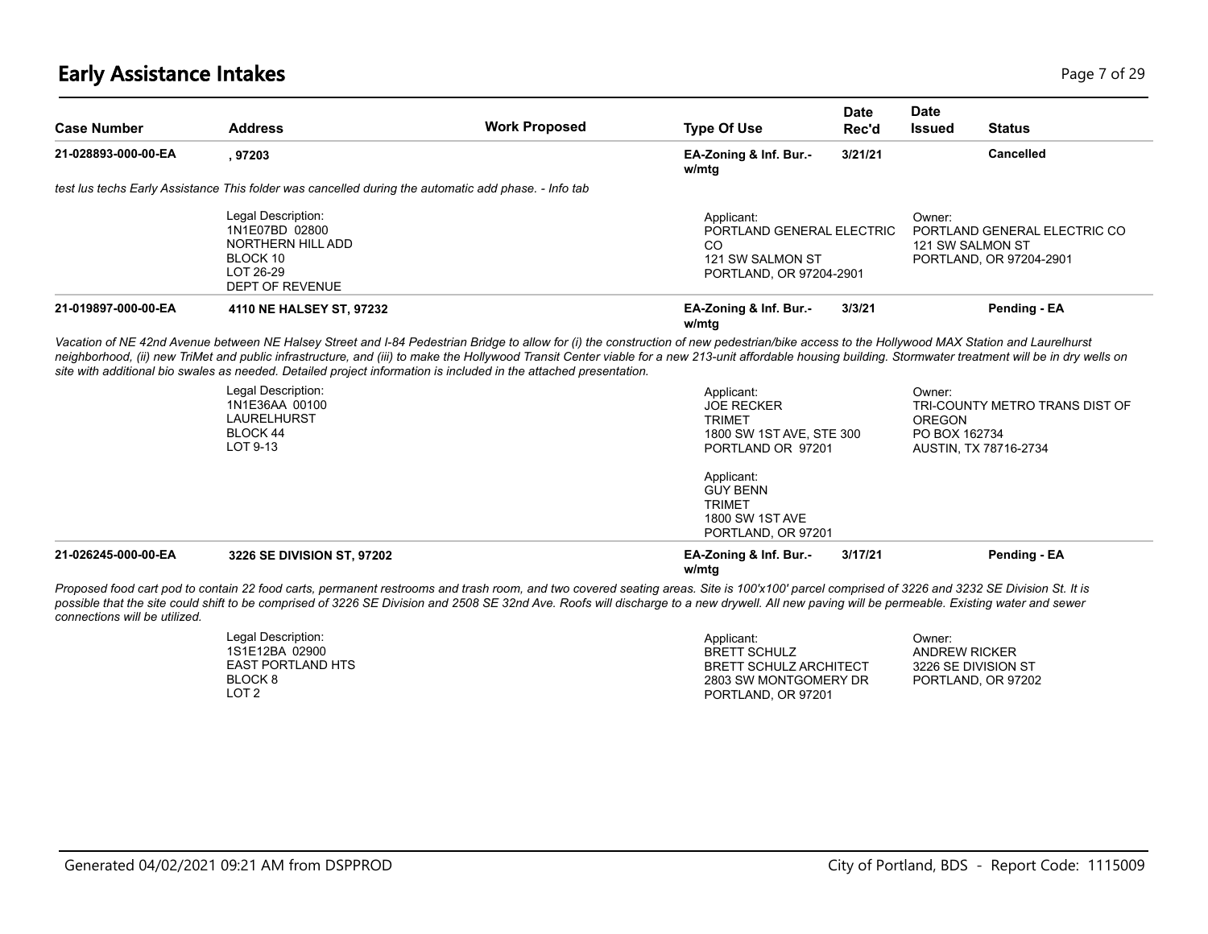# Early Assistance Intakes

| Case Number | Address | Work Proposed | Type Of Use | Date Rec'd | Date Issued | Status |
|---|---|---|---|---|---|---|
| 21-028893-000-00-EA | , 97203 | | EA-Zoning & Inf. Bur.- w/mtg | 3/21/21 | | Cancelled |

*test lus techs Early Assistance This folder was cancelled during the automatic add phase. - Info tab*

Legal Description:
1N1E07BD 02800
NORTHERN HILL ADD
BLOCK 10
LOT 26-29
DEPT OF REVENUE

Applicant:
PORTLAND GENERAL ELECTRIC CO
121 SW SALMON ST
PORTLAND, OR 97204-2901

Owner:
PORTLAND GENERAL ELECTRIC CO
121 SW SALMON ST
PORTLAND, OR 97204-2901

| Case Number | Address | Work Proposed | Type Of Use | Date Rec'd | Date Issued | Status |
|---|---|---|---|---|---|---|
| 21-019897-000-00-EA | 4110 NE HALSEY ST, 97232 | | EA-Zoning & Inf. Bur.- w/mtg | 3/3/21 | | Pending - EA |

*Vacation of NE 42nd Avenue between NE Halsey Street and I-84 Pedestrian Bridge to allow for (i) the construction of new pedestrian/bike access to the Hollywood MAX Station and Laurelhurst neighborhood, (ii) new TriMet and public infrastructure, and (iii) to make the Hollywood Transit Center viable for a new 213-unit affordable housing building. Stormwater treatment will be in dry wells on site with additional bio swales as needed. Detailed project information is included in the attached presentation.*

Legal Description:
1N1E36AA 00100
LAURELHURST
BLOCK 44
LOT 9-13

Applicant:
JOE RECKER
TRIMET
1800 SW 1ST AVE, STE 300
PORTLAND OR 97201

Applicant:
GUY BENN
TRIMET
1800 SW 1ST AVE
PORTLAND, OR 97201

Owner:
TRI-COUNTY METRO TRANS DIST OF OREGON
PO BOX 162734
AUSTIN, TX 78716-2734

| Case Number | Address | Work Proposed | Type Of Use | Date Rec'd | Date Issued | Status |
|---|---|---|---|---|---|---|
| 21-026245-000-00-EA | 3226 SE DIVISION ST, 97202 | | EA-Zoning & Inf. Bur.- w/mtg | 3/17/21 | | Pending - EA |

*Proposed food cart pod to contain 22 food carts, permanent restrooms and trash room, and two covered seating areas. Site is 100'x100' parcel comprised of 3226 and 3232 SE Division St. It is possible that the site could shift to be comprised of 3226 SE Division and 2508 SE 32nd Ave. Roofs will discharge to a new drywell. All new paving will be permeable. Existing water and sewer connections will be utilized.*

Legal Description:
1S1E12BA 02900
EAST PORTLAND HTS
BLOCK 8
LOT 2

Applicant:
BRETT SCHULZ
BRETT SCHULZ ARCHITECT
2803 SW MONTGOMERY DR
PORTLAND, OR 97201

Owner:
ANDREW RICKER
3226 SE DIVISION ST
PORTLAND, OR 97202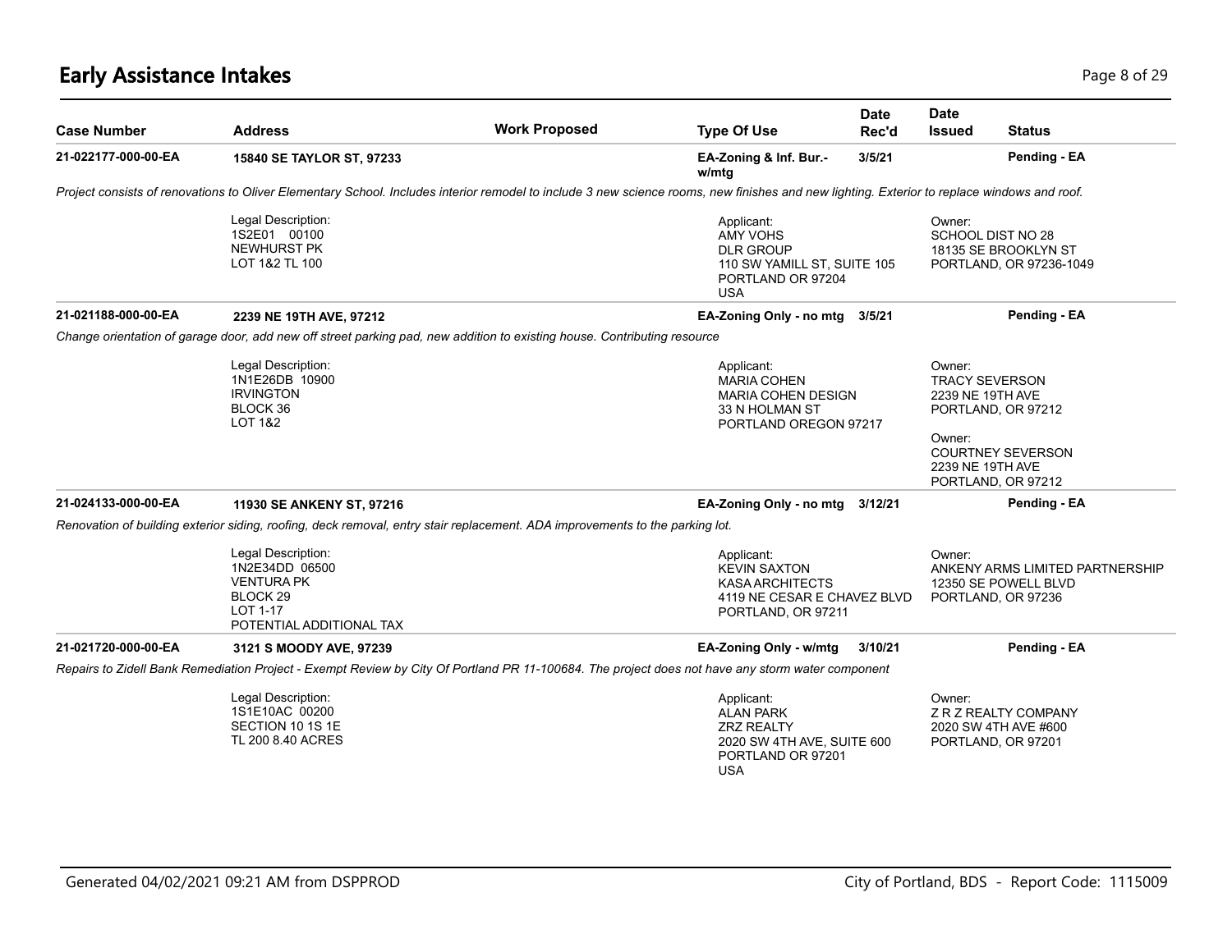# Early Assistance Intakes

| Case Number | Address | Work Proposed | Type Of Use | Date Rec'd | Date Issued | Status |
|---|---|---|---|---|---|---|
| **21-022177-000-00-EA** | **15840 SE TAYLOR ST, 97233** | | **EA-Zoning & Inf. Bur.- w/mtg** | **3/5/21** | | **Pending - EA** |

*Project consists of renovations to Oliver Elementary School. Includes interior remodel to include 3 new science rooms, new finishes and new lighting. Exterior to replace windows and roof.*

Legal Description:
1S2E01 00100
NEWHURST PK
LOT 1&2 TL 100

Applicant:
AMY VOHS
DLR GROUP
110 SW YAMILL ST, SUITE 105
PORTLAND OR 97204
USA

Owner:
SCHOOL DIST NO 28
18135 SE BROOKLYN ST
PORTLAND, OR 97236-1049

| Case Number | Address | Work Proposed | Type Of Use | Date Rec'd | Date Issued | Status |
|---|---|---|---|---|---|---|
| **21-021188-000-00-EA** | **2239 NE 19TH AVE, 97212** | | **EA-Zoning Only - no mtg** | **3/5/21** | | **Pending - EA** |

*Change orientation of garage door, add new off street parking pad, new addition to existing house. Contributing resource*

Legal Description:
1N1E26DB 10900
IRVINGTON
BLOCK 36
LOT 1&2

Applicant:
MARIA COHEN
MARIA COHEN DESIGN
33 N HOLMAN ST
PORTLAND OREGON 97217

Owner:
TRACY SEVERSON
2239 NE 19TH AVE
PORTLAND, OR 97212

Owner:
COURTNEY SEVERSON
2239 NE 19TH AVE
PORTLAND, OR 97212

| Case Number | Address | Work Proposed | Type Of Use | Date Rec'd | Date Issued | Status |
|---|---|---|---|---|---|---|
| **21-024133-000-00-EA** | **11930 SE ANKENY ST, 97216** | | **EA-Zoning Only - no mtg** | **3/12/21** | | **Pending - EA** |

*Renovation of building exterior siding, roofing, deck removal, entry stair replacement. ADA improvements to the parking lot.*

Legal Description:
1N2E34DD 06500
VENTURA PK
BLOCK 29
LOT 1-17
POTENTIAL ADDITIONAL TAX

Applicant:
KEVIN SAXTON
KASA ARCHITECTS
4119 NE CESAR E CHAVEZ BLVD
PORTLAND, OR 97211

Owner:
ANKENY ARMS LIMITED PARTNERSHIP
12350 SE POWELL BLVD
PORTLAND, OR 97236

| Case Number | Address | Work Proposed | Type Of Use | Date Rec'd | Date Issued | Status |
|---|---|---|---|---|---|---|
| **21-021720-000-00-EA** | **3121 S MOODY AVE, 97239** | | **EA-Zoning Only - w/mtg** | **3/10/21** | | **Pending - EA** |

*Repairs to Zidell Bank Remediation Project - Exempt Review by City Of Portland PR 11-100684. The project does not have any storm water component*

Legal Description:
1S1E10AC 00200
SECTION 10 1S 1E
TL 200 8.40 ACRES

Applicant:
ALAN PARK
ZRZ REALTY
2020 SW 4TH AVE, SUITE 600
PORTLAND OR 97201
USA

Owner:
Z R Z REALTY COMPANY
2020 SW 4TH AVE #600
PORTLAND, OR 97201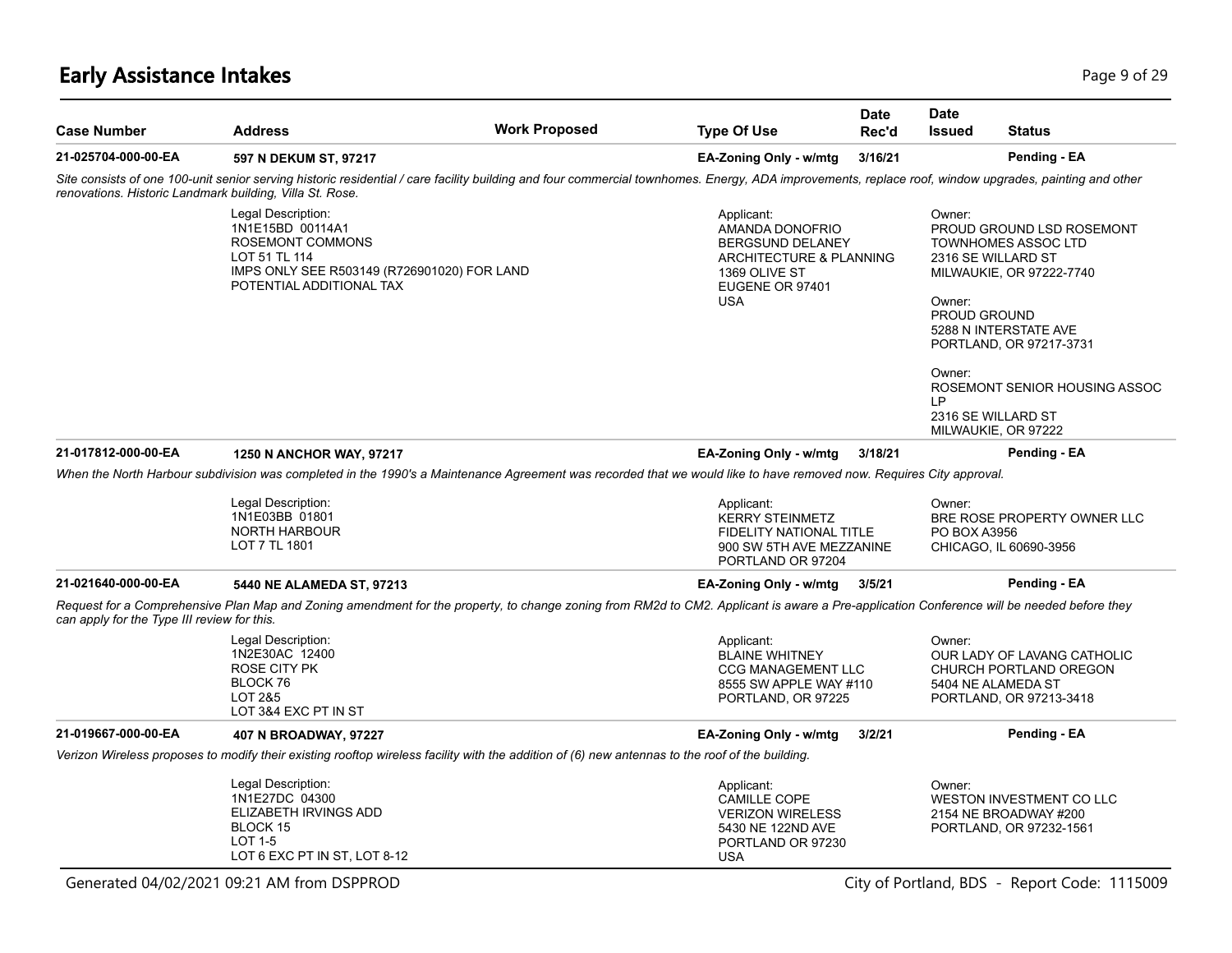# Early Assistance Intakes

| Case Number | Address | Work Proposed | Type Of Use | Date Rec'd | Date Issued | Status |
|---|---|---|---|---|---|---|
| 21-025704-000-00-EA | 597 N DEKUM ST, 97217 | | EA-Zoning Only - w/mtg | 3/16/21 | | Pending - EA |

*Site consists of one 100-unit senior serving historic residential / care facility building and four commercial townhomes. Energy, ADA improvements, replace roof, window upgrades, painting and other renovations. Historic Landmark building, Villa St. Rose.*

Legal Description:
1N1E15BD 00114A1
ROSEMONT COMMONS
LOT 51 TL 114
IMPS ONLY SEE R503149 (R726901020) FOR LAND
POTENTIAL ADDITIONAL TAX

Applicant:
AMANDA DONOFRIO
BERGSUND DELANEY
ARCHITECTURE & PLANNING
1369 OLIVE ST
EUGENE OR 97401
USA

Owner:
PROUD GROUND LSD ROSEMONT TOWNHOMES ASSOC LTD
2316 SE WILLARD ST
MILWAUKIE, OR 97222-7740

Owner:
PROUD GROUND
5288 N INTERSTATE AVE
PORTLAND, OR 97217-3731

Owner:
ROSEMONT SENIOR HOUSING ASSOC LP
2316 SE WILLARD ST
MILWAUKIE, OR 97222

| Case Number | Address | Work Proposed | Type Of Use | Date Rec'd | Date Issued | Status |
|---|---|---|---|---|---|---|
| 21-017812-000-00-EA | 1250 N ANCHOR WAY, 97217 | | EA-Zoning Only - w/mtg | 3/18/21 | | Pending - EA |

*When the North Harbour subdivision was completed in the 1990's a Maintenance Agreement was recorded that we would like to have removed now. Requires City approval.*

Legal Description:
1N1E03BB 01801
NORTH HARBOUR
LOT 7 TL 1801

Applicant:
KERRY STEINMETZ
FIDELITY NATIONAL TITLE
900 SW 5TH AVE MEZZANINE
PORTLAND OR 97204

Owner:
BRE ROSE PROPERTY OWNER LLC
PO BOX A3956
CHICAGO, IL 60690-3956

| Case Number | Address | Work Proposed | Type Of Use | Date Rec'd | Date Issued | Status |
|---|---|---|---|---|---|---|
| 21-021640-000-00-EA | 5440 NE ALAMEDA ST, 97213 | | EA-Zoning Only - w/mtg | 3/5/21 | | Pending - EA |

*Request for a Comprehensive Plan Map and Zoning amendment for the property, to change zoning from RM2d to CM2. Applicant is aware a Pre-application Conference will be needed before they can apply for the Type III review for this.*

Legal Description:
1N2E30AC 12400
ROSE CITY PK
BLOCK 76
LOT 2&5
LOT 3&4 EXC PT IN ST

Applicant:
BLAINE WHITNEY
CCG MANAGEMENT LLC
8555 SW APPLE WAY #110
PORTLAND, OR 97225

Owner:
OUR LADY OF LAVANG CATHOLIC CHURCH PORTLAND OREGON
5404 NE ALAMEDA ST
PORTLAND, OR 97213-3418

| Case Number | Address | Work Proposed | Type Of Use | Date Rec'd | Date Issued | Status |
|---|---|---|---|---|---|---|
| 21-019667-000-00-EA | 407 N BROADWAY, 97227 | | EA-Zoning Only - w/mtg | 3/2/21 | | Pending - EA |

*Verizon Wireless proposes to modify their existing rooftop wireless facility with the addition of (6) new antennas to the roof of the building.*

Legal Description:
1N1E27DC 04300
ELIZABETH IRVINGS ADD
BLOCK 15
LOT 1-5
LOT 6 EXC PT IN ST, LOT 8-12

Applicant:
CAMILLE COPE
VERIZON WIRELESS
5430 NE 122ND AVE
PORTLAND OR 97230
USA

Owner:
WESTON INVESTMENT CO LLC
2154 NE BROADWAY #200
PORTLAND, OR 97232-1561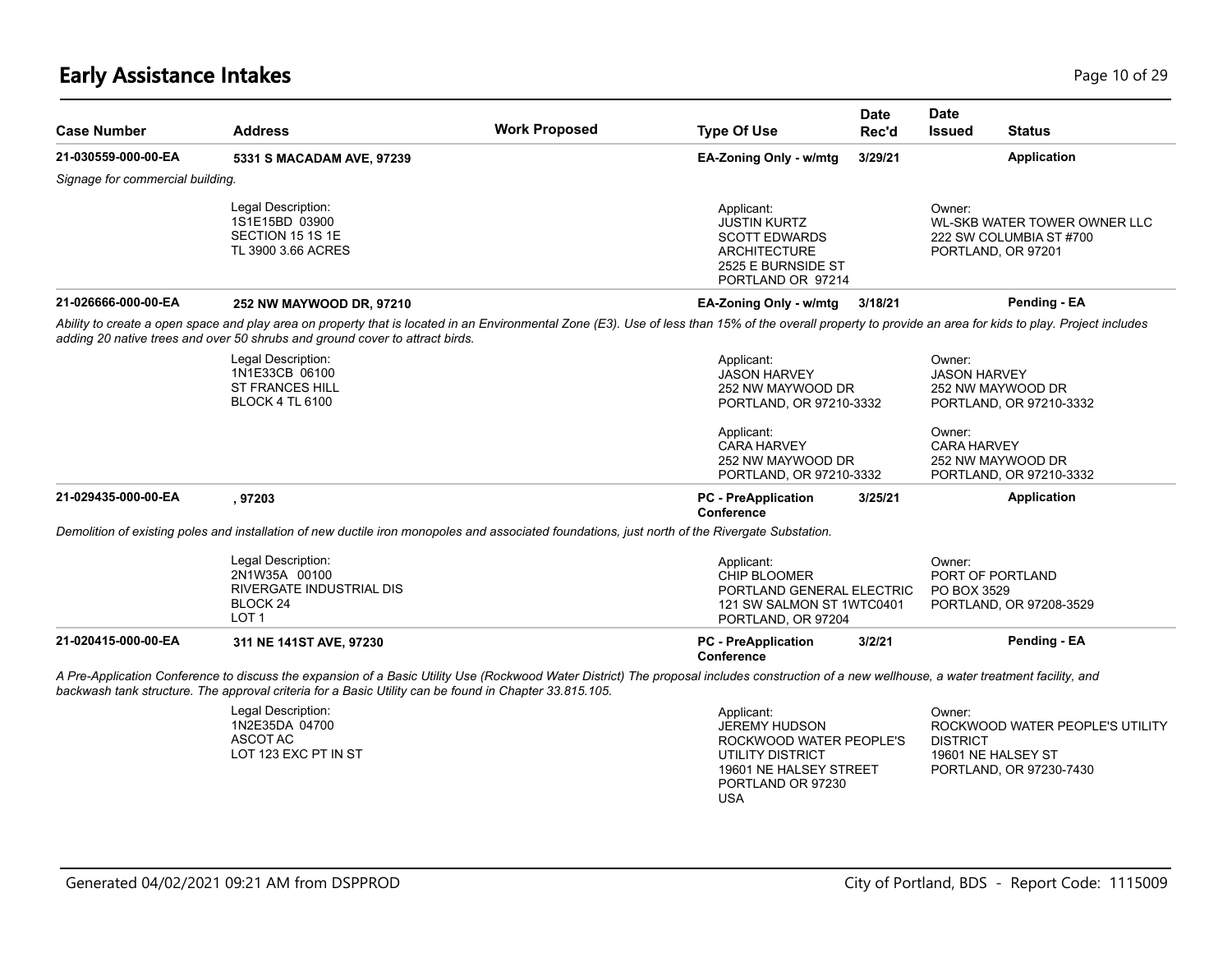# Early Assistance Intakes

| Case Number | Address | Work Proposed | Type Of Use | Date Rec'd | Date Issued | Status |
|---|---|---|---|---|---|---|
| **21-030559-000-00-EA** | **5331 S MACADAM AVE, 97239** | | **EA-Zoning Only - w/mtg** | **3/29/21** | | **Application** |

*Signage for commercial building.*

Legal Description:
1S1E15BD 03900
SECTION 15 1S 1E
TL 3900 3.66 ACRES

Applicant:
JUSTIN KURTZ
SCOTT EDWARDS ARCHITECTURE
2525 E BURNSIDE ST
PORTLAND OR 97214

Owner:
WL-SKB WATER TOWER OWNER LLC
222 SW COLUMBIA ST #700
PORTLAND, OR 97201

| Case Number | Address | Work Proposed | Type Of Use | Date Rec'd | Date Issued | Status |
|---|---|---|---|---|---|---|
| **21-026666-000-00-EA** | **252 NW MAYWOOD DR, 97210** | | **EA-Zoning Only - w/mtg** | **3/18/21** | | **Pending - EA** |

*Ability to create a open space and play area on property that is located in an Environmental Zone (E3). Use of less than 15% of the overall property to provide an area for kids to play. Project includes adding 20 native trees and over 50 shrubs and ground cover to attract birds.*

Legal Description:
1N1E33CB 06100
ST FRANCES HILL
BLOCK 4 TL 6100

Applicant:
JASON HARVEY
252 NW MAYWOOD DR
PORTLAND, OR 97210-3332

Owner:
JASON HARVEY
252 NW MAYWOOD DR
PORTLAND, OR 97210-3332

Applicant:
CARA HARVEY
252 NW MAYWOOD DR
PORTLAND, OR 97210-3332

Owner:
CARA HARVEY
252 NW MAYWOOD DR
PORTLAND, OR 97210-3332

| Case Number | Address | Work Proposed | Type Of Use | Date Rec'd | Date Issued | Status |
|---|---|---|---|---|---|---|
| **21-029435-000-00-EA** | **, 97203** | | **PC - PreApplication Conference** | **3/25/21** | | **Application** |

*Demolition of existing poles and installation of new ductile iron monopoles and associated foundations, just north of the Rivergate Substation.*

Legal Description:
2N1W35A 00100
RIVERGATE INDUSTRIAL DIS
BLOCK 24
LOT 1

Applicant:
CHIP BLOOMER
PORTLAND GENERAL ELECTRIC
121 SW SALMON ST 1WTC0401
PORTLAND, OR 97204

Owner:
PORT OF PORTLAND
PO BOX 3529
PORTLAND, OR 97208-3529

| Case Number | Address | Work Proposed | Type Of Use | Date Rec'd | Date Issued | Status |
|---|---|---|---|---|---|---|
| **21-020415-000-00-EA** | **311 NE 141ST AVE, 97230** | | **PC - PreApplication Conference** | **3/2/21** | | **Pending - EA** |

*A Pre-Application Conference to discuss the expansion of a Basic Utility Use (Rockwood Water District) The proposal includes construction of a new wellhouse, a water treatment facility, and backwash tank structure. The approval criteria for a Basic Utility can be found in Chapter 33.815.105.*

Legal Description:
1N2E35DA 04700
ASCOT AC
LOT 123 EXC PT IN ST

Applicant:
JEREMY HUDSON
ROCKWOOD WATER PEOPLE'S UTILITY DISTRICT
19601 NE HALSEY STREET
PORTLAND OR 97230
USA

Owner:
ROCKWOOD WATER PEOPLE'S UTILITY DISTRICT
19601 NE HALSEY ST
PORTLAND, OR 97230-7430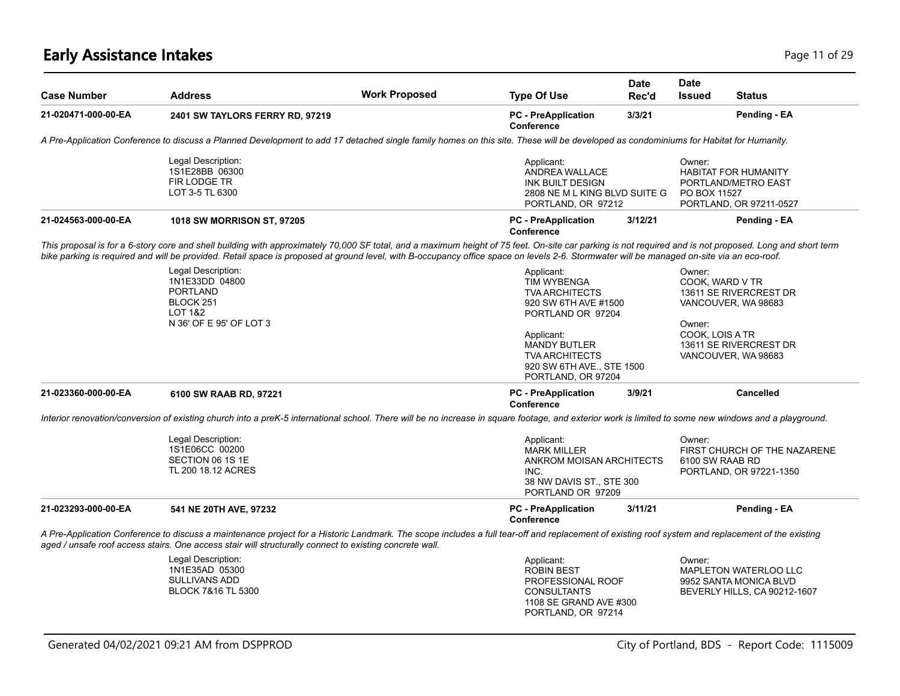# Early Assistance Intakes

| Case Number | Address | Work Proposed | Type Of Use | Date Rec'd | Date Issued | Status |
|---|---|---|---|---|---|---|
| 21-020471-000-00-EA | 2401 SW TAYLORS FERRY RD, 97219 | | PC - PreApplication Conference | 3/3/21 | | Pending - EA |

*A Pre-Application Conference to discuss a Planned Development to add 17 detached single family homes on this site. These will be developed as condominiums for Habitat for Humanity.*

Legal Description:
1S1E28BB 06300
FIR LODGE TR
LOT 3-5 TL 6300

Applicant:
ANDREA WALLACE
INK BUILT DESIGN
2808 NE M L KING BLVD SUITE G
PORTLAND, OR 97212

Owner:
HABITAT FOR HUMANITY
PORTLAND/METRO EAST
PO BOX 11527
PORTLAND, OR 97211-0527

| Case Number | Address | Work Proposed | Type Of Use | Date Rec'd | Date Issued | Status |
|---|---|---|---|---|---|---|
| 21-024563-000-00-EA | 1018 SW MORRISON ST, 97205 | | PC - PreApplication Conference | 3/12/21 | | Pending - EA |

*This proposal is for a 6-story core and shell building with approximately 70,000 SF total, and a maximum height of 75 feet. On-site car parking is not required and is not proposed. Long and short term bike parking is required and will be provided. Retail space is proposed at ground level, with B-occupancy office space on levels 2-6. Stormwater will be managed on-site via an eco-roof.*

Legal Description:
1N1E33DD 04800
PORTLAND
BLOCK 251
LOT 1&2
N 36' OF E 95' OF LOT 3

Applicant:
TIM WYBENGA
TVA ARCHITECTS
920 SW 6TH AVE #1500
PORTLAND OR 97204

Applicant:
MANDY BUTLER
TVA ARCHITECTS
920 SW 6TH AVE., STE 1500
PORTLAND, OR 97204

Owner:
COOK, WARD V TR
13611 SE RIVERCREST DR
VANCOUVER, WA 98683

Owner:
COOK, LOIS A TR
13611 SE RIVERCREST DR
VANCOUVER, WA 98683

| Case Number | Address | Work Proposed | Type Of Use | Date Rec'd | Date Issued | Status |
|---|---|---|---|---|---|---|
| 21-023360-000-00-EA | 6100 SW RAAB RD, 97221 | | PC - PreApplication Conference | 3/9/21 | | Cancelled |

*Interior renovation/conversion of existing church into a preK-5 international school. There will be no increase in square footage, and exterior work is limited to some new windows and a playground.*

Legal Description:
1S1E06CC 00200
SECTION 06 1S 1E
TL 200 18.12 ACRES

Applicant:
MARK MILLER
ANKROM MOISAN ARCHITECTS INC.
38 NW DAVIS ST., STE 300
PORTLAND OR 97209

Owner:
FIRST CHURCH OF THE NAZARENE
6100 SW RAAB RD
PORTLAND, OR 97221-1350

| Case Number | Address | Work Proposed | Type Of Use | Date Rec'd | Date Issued | Status |
|---|---|---|---|---|---|---|
| 21-023293-000-00-EA | 541 NE 20TH AVE, 97232 | | PC - PreApplication Conference | 3/11/21 | | Pending - EA |

*A Pre-Application Conference to discuss a maintenance project for a Historic Landmark. The scope includes a full tear-off and replacement of existing roof system and replacement of the existing aged / unsafe roof access stairs. One access stair will structurally connect to existing concrete wall.*

Legal Description:
1N1E35AD 05300
SULLIVANS ADD
BLOCK 7&16 TL 5300

Applicant:
ROBIN BEST
PROFESSIONAL ROOF CONSULTANTS
1108 SE GRAND AVE #300
PORTLAND, OR 97214

Owner:
MAPLETON WATERLOO LLC
9952 SANTA MONICA BLVD
BEVERLY HILLS, CA 90212-1607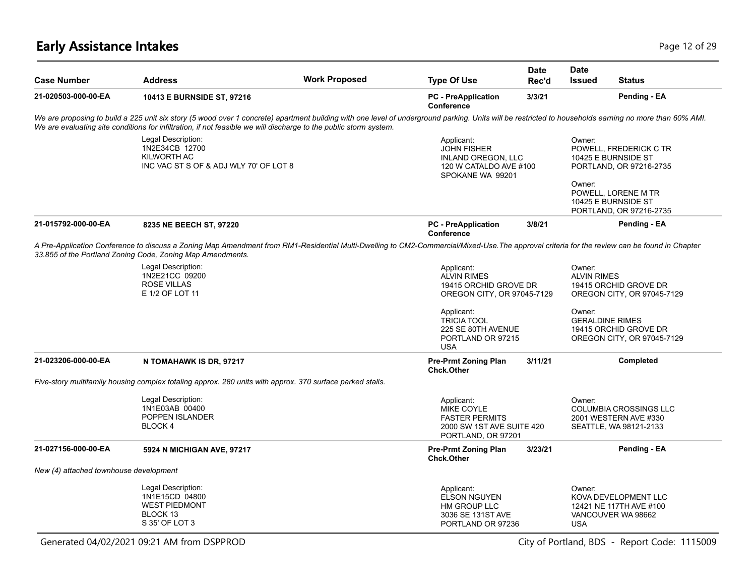# Early Assistance Intakes

| Case Number | Address | Work Proposed | Type Of Use | Date Rec'd | Date Issued | Status |
|---|---|---|---|---|---|---|
| 21-020503-000-00-EA | 10413 E BURNSIDE ST, 97216 | | PC - PreApplication Conference | 3/3/21 | | Pending - EA |

*We are proposing to build a 225 unit six story (5 wood over 1 concrete) apartment building with one level of underground parking. Units will be restricted to households earning no more than 60% AMI. We are evaluating site conditions for infiltration, if not feasible we will discharge to the public storm system.*

Legal Description:
1N2E34CB 12700
KILWORTH AC
INC VAC ST S OF & ADJ WLY 70' OF LOT 8

Applicant:
JOHN FISHER
INLAND OREGON, LLC
120 W CATALDO AVE #100
SPOKANE WA 99201

Owner:
POWELL, FREDERICK C TR
10425 E BURNSIDE ST
PORTLAND, OR 97216-2735

Owner:
POWELL, LORENE M TR
10425 E BURNSIDE ST
PORTLAND, OR 97216-2735

| Case Number | Address | Work Proposed | Type Of Use | Date Rec'd | Date Issued | Status |
|---|---|---|---|---|---|---|
| 21-015792-000-00-EA | 8235 NE BEECH ST, 97220 | | PC - PreApplication Conference | 3/8/21 | | Pending - EA |

*A Pre-Application Conference to discuss a Zoning Map Amendment from RM1-Residential Multi-Dwelling to CM2-Commercial/Mixed-Use.The approval criteria for the review can be found in Chapter 33.855 of the Portland Zoning Code, Zoning Map Amendments.*

Legal Description:
1N2E21CC 09200
ROSE VILLAS
E 1/2 OF LOT 11

Applicant:
ALVIN RIMES
19415 ORCHID GROVE DR
OREGON CITY, OR 97045-7129

Applicant:
TRICIA TOOL
225 SE 80TH AVENUE
PORTLAND OR 97215
USA

Owner:
ALVIN RIMES
19415 ORCHID GROVE DR
OREGON CITY, OR 97045-7129

Owner:
GERALDINE RIMES
19415 ORCHID GROVE DR
OREGON CITY, OR 97045-7129

| Case Number | Address | Work Proposed | Type Of Use | Date Rec'd | Date Issued | Status |
|---|---|---|---|---|---|---|
| 21-023206-000-00-EA | N TOMAHAWK IS DR, 97217 | | Pre-Prmt Zoning Plan Chck.Other | 3/11/21 | | Completed |

*Five-story multifamily housing complex totaling approx. 280 units with approx. 370 surface parked stalls.*

Legal Description:
1N1E03AB 00400
POPPEN ISLANDER
BLOCK 4

Applicant:
MIKE COYLE
FASTER PERMITS
2000 SW 1ST AVE SUITE 420
PORTLAND, OR 97201

Owner:
COLUMBIA CROSSINGS LLC
2001 WESTERN AVE #330
SEATTLE, WA 98121-2133

| Case Number | Address | Work Proposed | Type Of Use | Date Rec'd | Date Issued | Status |
|---|---|---|---|---|---|---|
| 21-027156-000-00-EA | 5924 N MICHIGAN AVE, 97217 | | Pre-Prmt Zoning Plan Chck.Other | 3/23/21 | | Pending - EA |

*New (4) attached townhouse development*

Legal Description:
1N1E15CD 04800
WEST PIEDMONT
BLOCK 13
S 35' OF LOT 3

Applicant:
ELSON NGUYEN
HM GROUP LLC
3036 SE 131ST AVE
PORTLAND OR 97236

Owner:
KOVA DEVELOPMENT LLC
12421 NE 117TH AVE #100
VANCOUVER WA 98662
USA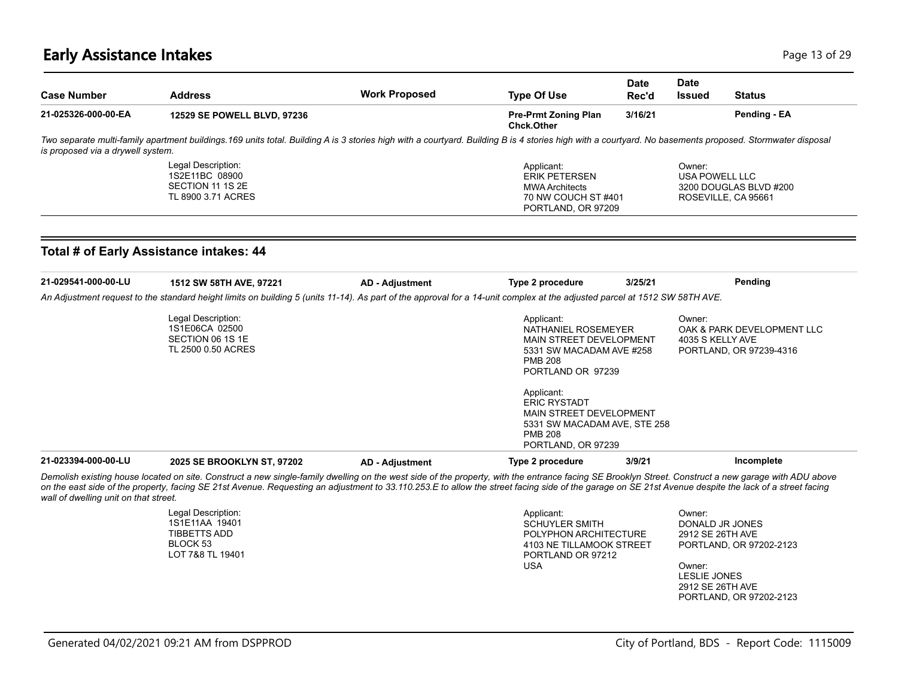# Early Assistance Intakes

| Case Number | Address | Work Proposed | Type Of Use | Date Rec'd | Date Issued | Status |
|---|---|---|---|---|---|---|
| 21-025326-000-00-EA | 12529 SE POWELL BLVD, 97236 | | Pre-Prmt Zoning Plan Chck.Other | 3/16/21 | | Pending - EA |

*Two separate multi-family apartment buildings.169 units total. Building A is 3 stories high with a courtyard. Building B is 4 stories high with a courtyard. No basements proposed. Stormwater disposal is proposed via a drywell system.*

Legal Description:
1S2E11BC 08900
SECTION 11 1S 2E
TL 8900 3.71 ACRES

Applicant:
ERIK PETERSEN
MWA Architects
70 NW COUCH ST #401
PORTLAND, OR 97209

Owner:
USA POWELL LLC
3200 DOUGLAS BLVD #200
ROSEVILLE, CA 95661

## Total # of Early Assistance intakes: 44

| Case Number | Address | Work Proposed | Type Of Use | Date Rec'd | Date Issued | Status |
|---|---|---|---|---|---|---|
| 21-029541-000-00-LU | 1512 SW 58TH AVE, 97221 | AD - Adjustment | Type 2 procedure | 3/25/21 | | Pending |

*An Adjustment request to the standard height limits on building 5 (units 11-14). As part of the approval for a 14-unit complex at the adjusted parcel at 1512 SW 58TH AVE.*

Legal Description:
1S1E06CA 02500
SECTION 06 1S 1E
TL 2500 0.50 ACRES

Applicant:
NATHANIEL ROSEMEYER
MAIN STREET DEVELOPMENT
5331 SW MACADAM AVE #258
PMB 208
PORTLAND OR 97239

Applicant:
ERIC RYSTADT
MAIN STREET DEVELOPMENT
5331 SW MACADAM AVE, STE 258
PMB 208
PORTLAND, OR 97239

Owner:
OAK & PARK DEVELOPMENT LLC
4035 S KELLY AVE
PORTLAND, OR 97239-4316

| Case Number | Address | Work Proposed | Type Of Use | Date Rec'd | Date Issued | Status |
|---|---|---|---|---|---|---|
| 21-023394-000-00-LU | 2025 SE BROOKLYN ST, 97202 | AD - Adjustment | Type 2 procedure | 3/9/21 | | Incomplete |

*Demolish existing house located on site. Construct a new single-family dwelling on the west side of the property, with the entrance facing SE Brooklyn Street. Construct a new garage with ADU above on the east side of the property, facing SE 21st Avenue. Requesting an adjustment to 33.110.253.E to allow the street facing side of the garage on SE 21st Avenue despite the lack of a street facing wall of dwelling unit on that street.*

Legal Description:
1S1E11AA 19401
TIBBETTS ADD
BLOCK 53
LOT 7&8 TL 19401

Applicant:
SCHUYLER SMITH
POLYPHON ARCHITECTURE
4103 NE TILLAMOOK STREET
PORTLAND OR 97212
USA

Owner:
DONALD JR JONES
2912 SE 26TH AVE
PORTLAND, OR 97202-2123

Owner:
LESLIE JONES
2912 SE 26TH AVE
PORTLAND, OR 97202-2123

Generated 04/02/2021 09:21 AM from DSPPROD

City of Portland, BDS - Report Code: 1115009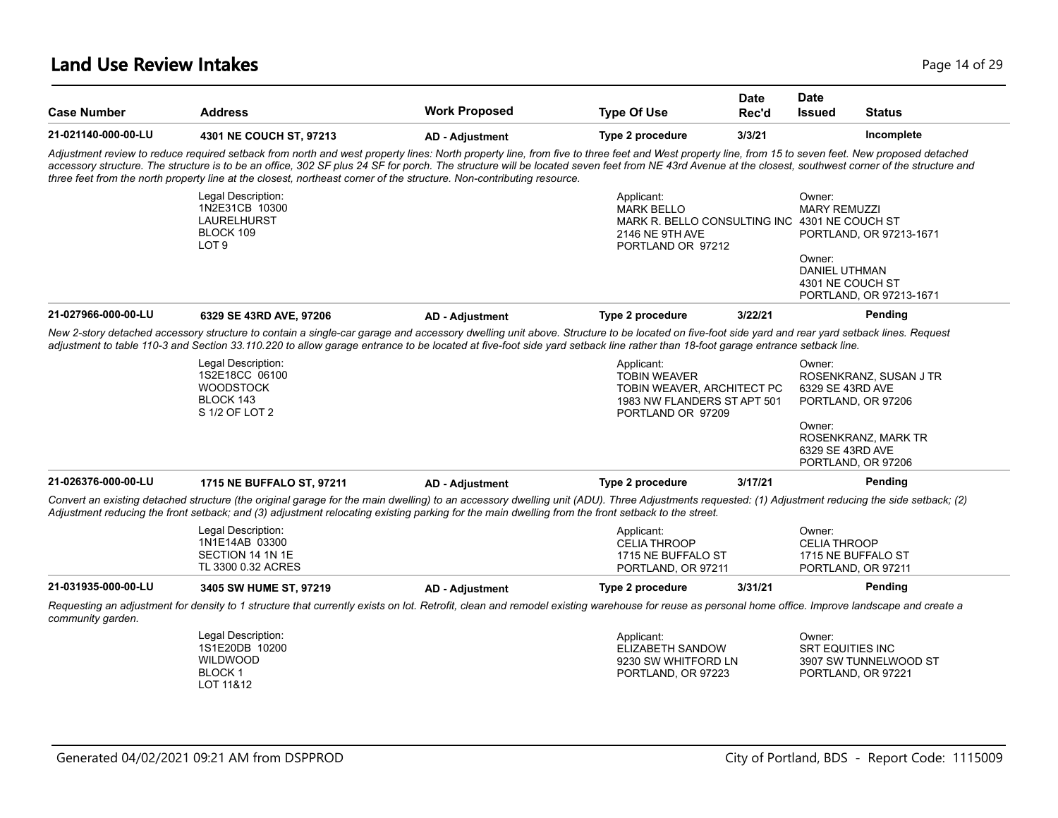# Land Use Review Intakes

| Case Number | Address | Work Proposed | Type Of Use | Date Rec'd | Date Issued | Status |
|---|---|---|---|---|---|---|
| 21-021140-000-00-LU | 4301 NE COUCH ST, 97213 | AD - Adjustment | Type 2 procedure | 3/3/21 | | Incomplete |

*Adjustment review to reduce required setback from north and west property lines: North property line, from five to three feet and West property line, from 15 to seven feet. New proposed detached accessory structure. The structure is to be an office, 302 SF plus 24 SF for porch. The structure will be located seven feet from NE 43rd Avenue at the closest, southwest corner of the structure and three feet from the north property line at the closest, northeast corner of the structure. Non-contributing resource.*

Legal Description:
1N2E31CB 10300
LAURELHURST
BLOCK 109
LOT 9

Applicant:
MARK BELLO
MARK R. BELLO CONSULTING INC
2146 NE 9TH AVE
PORTLAND OR 97212

Owner:
MARY REMUZZI
4301 NE COUCH ST
PORTLAND, OR 97213-1671

Owner:
DANIEL UTHMAN
4301 NE COUCH ST
PORTLAND, OR 97213-1671

| Case Number | Address | Work Proposed | Type Of Use | Date Rec'd | Date Issued | Status |
|---|---|---|---|---|---|---|
| 21-027966-000-00-LU | 6329 SE 43RD AVE, 97206 | AD - Adjustment | Type 2 procedure | 3/22/21 | | Pending |

*New 2-story detached accessory structure to contain a single-car garage and accessory dwelling unit above. Structure to be located on five-foot side yard and rear yard setback lines. Request adjustment to table 110-3 and Section 33.110.220 to allow garage entrance to be located at five-foot side yard setback line rather than 18-foot garage entrance setback line.*

Legal Description:
1S2E18CC 06100
WOODSTOCK
BLOCK 143
S 1/2 OF LOT 2

Applicant:
TOBIN WEAVER
TOBIN WEAVER, ARCHITECT PC
1983 NW FLANDERS ST APT 501
PORTLAND OR 97209

Owner:
ROSENKRANZ, SUSAN J TR
6329 SE 43RD AVE
PORTLAND, OR 97206

Owner:
ROSENKRANZ, MARK TR
6329 SE 43RD AVE
PORTLAND, OR 97206

| Case Number | Address | Work Proposed | Type Of Use | Date Rec'd | Date Issued | Status |
|---|---|---|---|---|---|---|
| 21-026376-000-00-LU | 1715 NE BUFFALO ST, 97211 | AD - Adjustment | Type 2 procedure | 3/17/21 | | Pending |

*Convert an existing detached structure (the original garage for the main dwelling) to an accessory dwelling unit (ADU). Three Adjustments requested: (1) Adjustment reducing the side setback; (2) Adjustment reducing the front setback; and (3) adjustment relocating existing parking for the main dwelling from the front setback to the street.*

Legal Description:
1N1E14AB 03300
SECTION 14 1N 1E
TL 3300 0.32 ACRES

Applicant:
CELIA THROOP
1715 NE BUFFALO ST
PORTLAND, OR 97211

Owner:
CELIA THROOP
1715 NE BUFFALO ST
PORTLAND, OR 97211

| Case Number | Address | Work Proposed | Type Of Use | Date Rec'd | Date Issued | Status |
|---|---|---|---|---|---|---|
| 21-031935-000-00-LU | 3405 SW HUME ST, 97219 | AD - Adjustment | Type 2 procedure | 3/31/21 | | Pending |

*Requesting an adjustment for density to 1 structure that currently exists on lot. Retrofit, clean and remodel existing warehouse for reuse as personal home office. Improve landscape and create a community garden.*

Legal Description:
1S1E20DB 10200
WILDWOOD
BLOCK 1
LOT 11&12

Applicant:
ELIZABETH SANDOW
9230 SW WHITFORD LN
PORTLAND, OR 97223

Owner:
SRT EQUITIES INC
3907 SW TUNNELWOOD ST
PORTLAND, OR 97221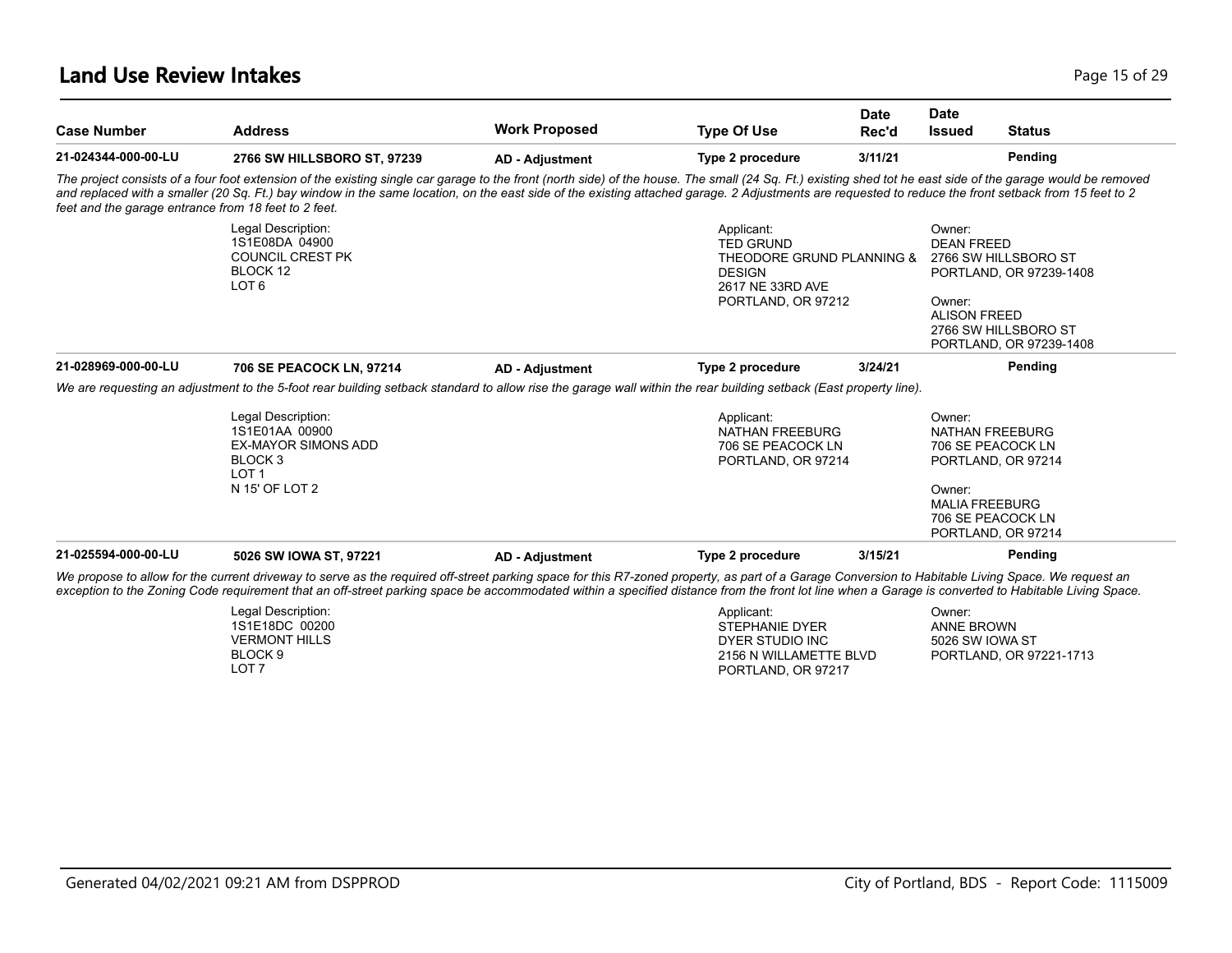# Land Use Review Intakes

| Case Number | Address | Work Proposed | Type Of Use | Date Rec'd | Date Issued | Status |
|---|---|---|---|---|---|---|
| 21-024344-000-00-LU | 2766 SW HILLSBORO ST, 97239 | AD - Adjustment | Type 2 procedure | 3/11/21 | | Pending |

*The project consists of a four foot extension of the existing single car garage to the front (north side) of the house. The small (24 Sq. Ft.) existing shed tot he east side of the garage would be removed and replaced with a smaller (20 Sq. Ft.) bay window in the same location, on the east side of the existing attached garage. 2 Adjustments are requested to reduce the front setback from 15 feet to 2 feet and the garage entrance from 18 feet to 2 feet.*

Legal Description:
1S1E08DA 04900
COUNCIL CREST PK
BLOCK 12
LOT 6

Applicant:
TED GRUND
THEODORE GRUND PLANNING & DESIGN
2617 NE 33RD AVE
PORTLAND, OR 97212

Owner:
DEAN FREED
2766 SW HILLSBORO ST
PORTLAND, OR 97239-1408

Owner:
ALISON FREED
2766 SW HILLSBORO ST
PORTLAND, OR 97239-1408

| Case Number | Address | Work Proposed | Type Of Use | Date Rec'd | Date Issued | Status |
|---|---|---|---|---|---|---|
| 21-028969-000-00-LU | 706 SE PEACOCK LN, 97214 | AD - Adjustment | Type 2 procedure | 3/24/21 | | Pending |

*We are requesting an adjustment to the 5-foot rear building setback standard to allow rise the garage wall within the rear building setback (East property line).*

Legal Description:
1S1E01AA 00900
EX-MAYOR SIMONS ADD
BLOCK 3
LOT 1
N 15' OF LOT 2

Applicant:
NATHAN FREEBURG
706 SE PEACOCK LN
PORTLAND, OR 97214

Owner:
NATHAN FREEBURG
706 SE PEACOCK LN
PORTLAND, OR 97214

Owner:
MALIA FREEBURG
706 SE PEACOCK LN
PORTLAND, OR 97214

| Case Number | Address | Work Proposed | Type Of Use | Date Rec'd | Date Issued | Status |
|---|---|---|---|---|---|---|
| 21-025594-000-00-LU | 5026 SW IOWA ST, 97221 | AD - Adjustment | Type 2 procedure | 3/15/21 | | Pending |

*We propose to allow for the current driveway to serve as the required off-street parking space for this R7-zoned property, as part of a Garage Conversion to Habitable Living Space. We request an exception to the Zoning Code requirement that an off-street parking space be accommodated within a specified distance from the front lot line when a Garage is converted to Habitable Living Space.*

Legal Description:
1S1E18DC 00200
VERMONT HILLS
BLOCK 9
LOT 7

Applicant:
STEPHANIE DYER
DYER STUDIO INC
2156 N WILLAMETTE BLVD
PORTLAND, OR 97217

Owner:
ANNE BROWN
5026 SW IOWA ST
PORTLAND, OR 97221-1713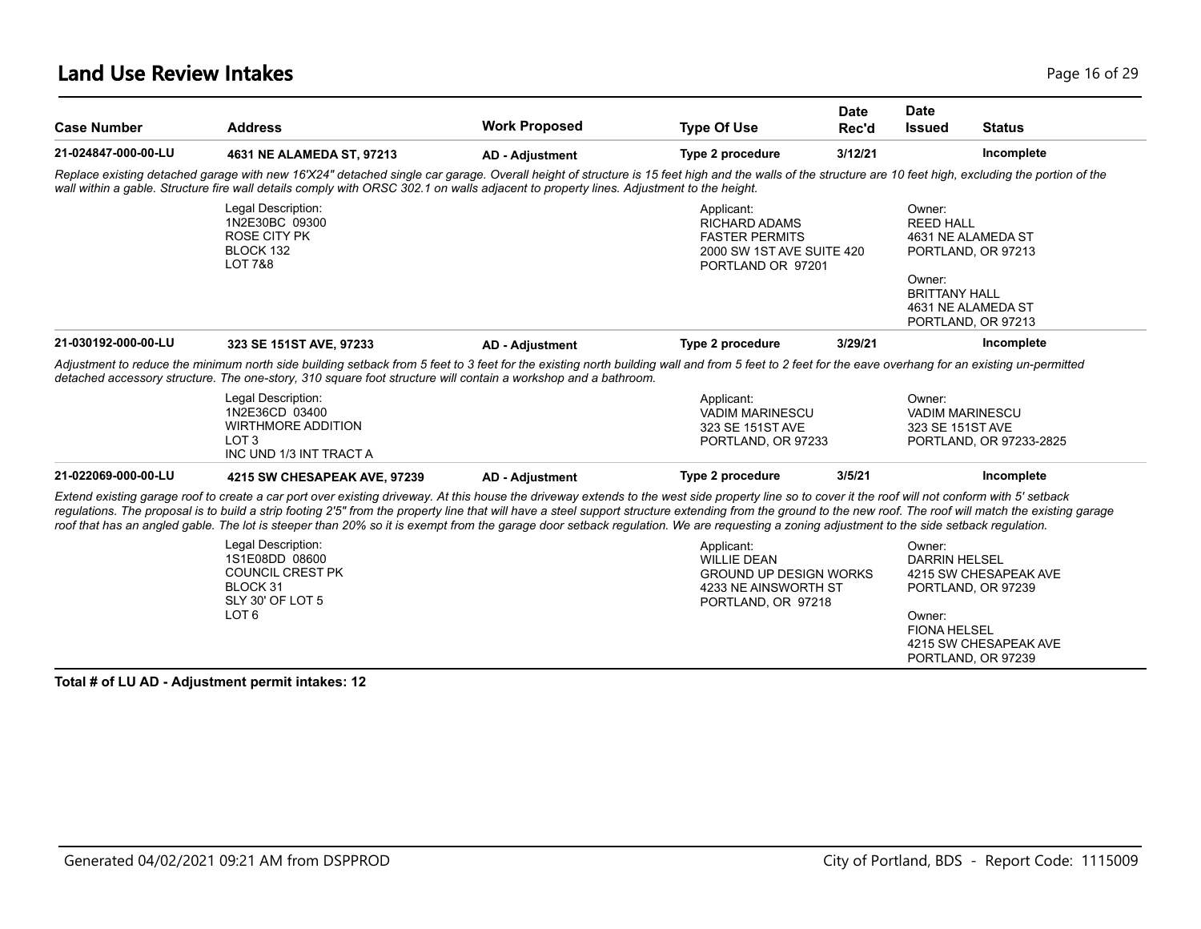# Land Use Review Intakes

| Case Number | Address | Work Proposed | Type Of Use | Date Rec'd | Date Issued | Status |
|---|---|---|---|---|---|---|
| **21-024847-000-00-LU** | **4631 NE ALAMEDA ST, 97213** | **AD - Adjustment** | **Type 2 procedure** | **3/12/21** | | **Incomplete** |

*Replace existing detached garage with new 16'X24" detached single car garage. Overall height of structure is 15 feet high and the walls of the structure are 10 feet high, excluding the portion of the wall within a gable. Structure fire wall details comply with ORSC 302.1 on walls adjacent to property lines. Adjustment to the height.*

Legal Description:
1N2E30BC 09300
ROSE CITY PK
BLOCK 132
LOT 7&8

Applicant:
RICHARD ADAMS
FASTER PERMITS
2000 SW 1ST AVE SUITE 420
PORTLAND OR 97201

Owner:
REED HALL
4631 NE ALAMEDA ST
PORTLAND, OR 97213

Owner:
BRITTANY HALL
4631 NE ALAMEDA ST
PORTLAND, OR 97213

| Case Number | Address | Work Proposed | Type Of Use | Date Rec'd | Date Issued | Status |
|---|---|---|---|---|---|---|
| **21-030192-000-00-LU** | **323 SE 151ST AVE, 97233** | **AD - Adjustment** | **Type 2 procedure** | **3/29/21** | | **Incomplete** |

*Adjustment to reduce the minimum north side building setback from 5 feet to 3 feet for the existing north building wall and from 5 feet to 2 feet for the eave overhang for an existing un-permitted detached accessory structure. The one-story, 310 square foot structure will contain a workshop and a bathroom.*

Legal Description:
1N2E36CD 03400
WIRTHMORE ADDITION
LOT 3
INC UND 1/3 INT TRACT A

Applicant:
VADIM MARINESCU
323 SE 151ST AVE
PORTLAND, OR 97233

Owner:
VADIM MARINESCU
323 SE 151ST AVE
PORTLAND, OR 97233-2825

| Case Number | Address | Work Proposed | Type Of Use | Date Rec'd | Date Issued | Status |
|---|---|---|---|---|---|---|
| **21-022069-000-00-LU** | **4215 SW CHESAPEAK AVE, 97239** | **AD - Adjustment** | **Type 2 procedure** | **3/5/21** | | **Incomplete** |

*Extend existing garage roof to create a car port over existing driveway. At this house the driveway extends to the west side property line so to cover it the roof will not conform with 5' setback regulations. The proposal is to build a strip footing 2'5" from the property line that will have a steel support structure extending from the ground to the new roof. The roof will match the existing garage roof that has an angled gable. The lot is steeper than 20% so it is exempt from the garage door setback regulation. We are requesting a zoning adjustment to the side setback regulation.*

Legal Description:
1S1E08DD 08600
COUNCIL CREST PK
BLOCK 31
SLY 30' OF LOT 5
LOT 6

Applicant:
WILLIE DEAN
GROUND UP DESIGN WORKS
4233 NE AINSWORTH ST
PORTLAND, OR 97218

Owner:
DARRIN HELSEL
4215 SW CHESAPEAK AVE
PORTLAND, OR 97239

Owner:
FIONA HELSEL
4215 SW CHESAPEAK AVE
PORTLAND, OR 97239

**Total # of LU AD - Adjustment permit intakes: 12**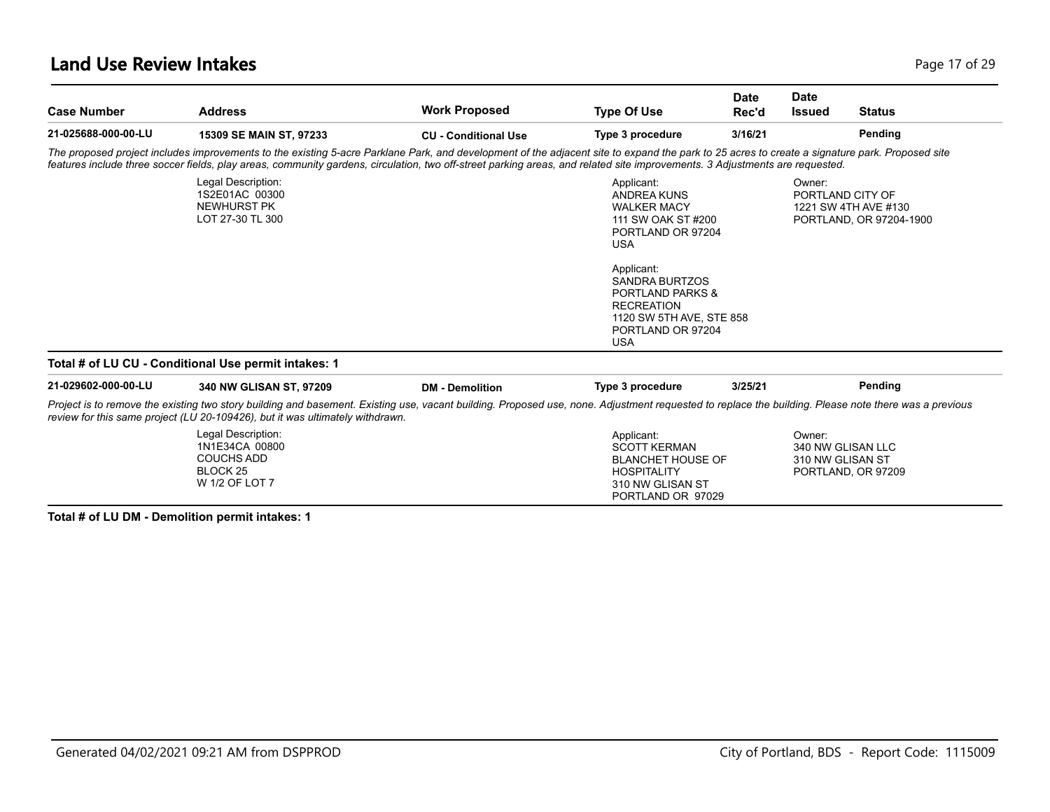# Land Use Review Intakes

| Case Number | Address | Work Proposed | Type Of Use | Date Rec'd | Date Issued | Status |
|---|---|---|---|---|---|---|
| 21-025688-000-00-LU | 15309 SE MAIN ST, 97233 | CU - Conditional Use | Type 3 procedure | 3/16/21 | | Pending |

*The proposed project includes improvements to the existing 5-acre Parklane Park, and development of the adjacent site to expand the park to 25 acres to create a signature park. Proposed site features include three soccer fields, play areas, community gardens, circulation, two off-street parking areas, and related site improvements. 3 Adjustments are requested.*

Legal Description:
1S2E01AC 00300
NEWHURST PK
LOT 27-30 TL 300

Applicant:
ANDREA KUNS
WALKER MACY
111 SW OAK ST #200
PORTLAND OR 97204
USA

Applicant:
SANDRA BURTZOS
PORTLAND PARKS & RECREATION
1120 SW 5TH AVE, STE 858
PORTLAND OR 97204
USA

Owner:
PORTLAND CITY OF
1221 SW 4TH AVE #130
PORTLAND, OR 97204-1900

**Total # of LU CU - Conditional Use permit intakes: 1**

| Case Number | Address | Work Proposed | Type Of Use | Date Rec'd | Date Issued | Status |
|---|---|---|---|---|---|---|
| 21-029602-000-00-LU | 340 NW GLISAN ST, 97209 | DM - Demolition | Type 3 procedure | 3/25/21 | | Pending |

*Project is to remove the existing two story building and basement. Existing use, vacant building. Proposed use, none. Adjustment requested to replace the building. Please note there was a previous review for this same project (LU 20-109426), but it was ultimately withdrawn.*

Legal Description:
1N1E34CA 00800
COUCHS ADD
BLOCK 25
W 1/2 OF LOT 7

Applicant:
SCOTT KERMAN
BLANCHET HOUSE OF HOSPITALITY
310 NW GLISAN ST
PORTLAND OR 97029

Owner:
340 NW GLISAN LLC
310 NW GLISAN ST
PORTLAND, OR 97209

**Total # of LU DM - Demolition permit intakes: 1**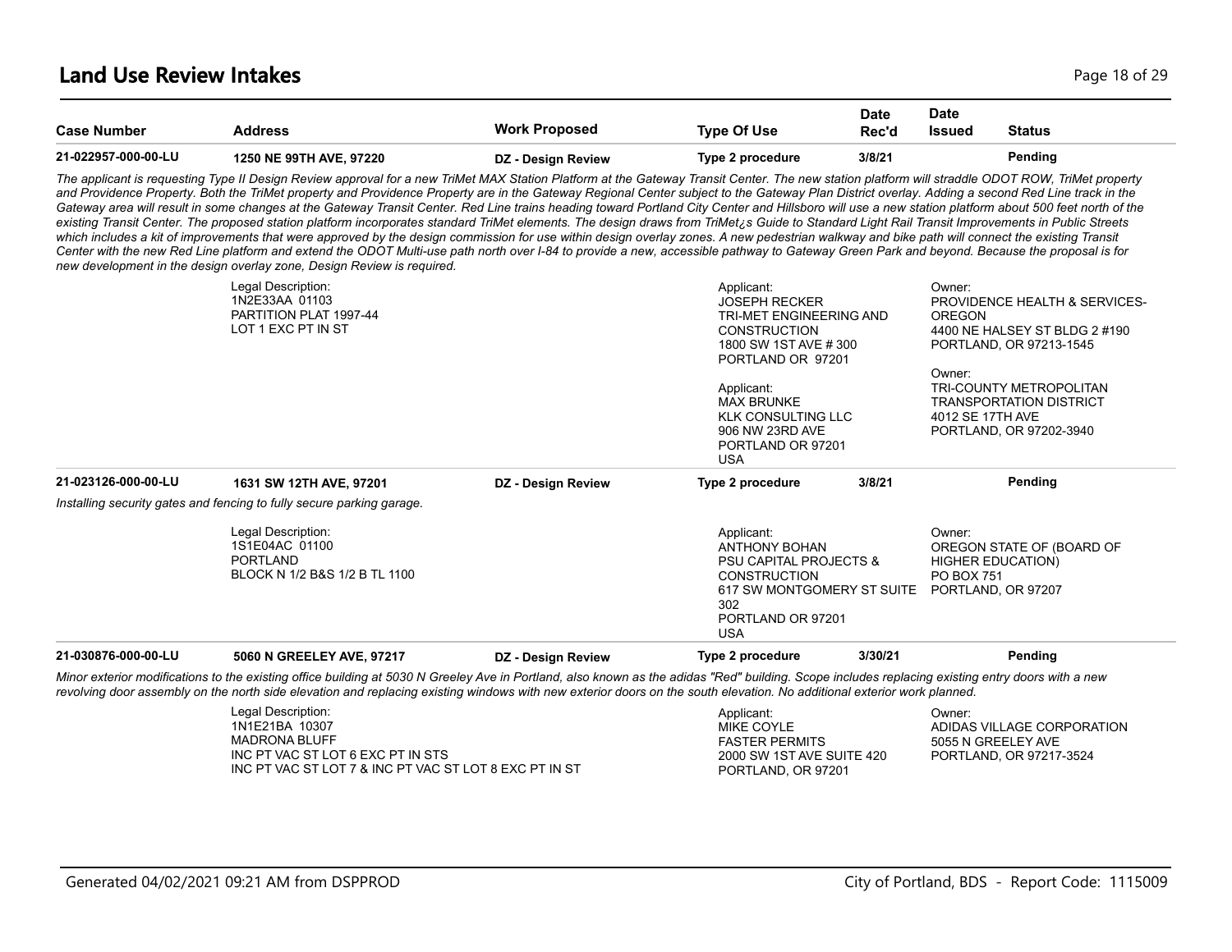## Land Use Review Intakes

| Case Number | Address | Work Proposed | Type Of Use | Date Rec'd | Date Issued | Status |
|---|---|---|---|---|---|---|
| 21-022957-000-00-LU | 1250 NE 99TH AVE, 97220 | DZ - Design Review | Type 2 procedure | 3/8/21 | | Pending |

*The applicant is requesting Type II Design Review approval for a new TriMet MAX Station Platform at the Gateway Transit Center. The new station platform will straddle ODOT ROW, TriMet property and Providence Property. Both the TriMet property and Providence Property are in the Gateway Regional Center subject to the Gateway Plan District overlay. Adding a second Red Line track in the Gateway area will result in some changes at the Gateway Transit Center. Red Line trains heading toward Portland City Center and Hillsboro will use a new station platform about 500 feet north of the existing Transit Center. The proposed station platform incorporates standard TriMet elements. The design draws from TriMet¿s Guide to Standard Light Rail Transit Improvements in Public Streets which includes a kit of improvements that were approved by the design commission for use within design overlay zones. A new pedestrian walkway and bike path will connect the existing Transit Center with the new Red Line platform and extend the ODOT Multi-use path north over I-84 to provide a new, accessible pathway to Gateway Green Park and beyond. Because the proposal is for new development in the design overlay zone, Design Review is required.*

Legal Description:
1N2E33AA 01103
PARTITION PLAT 1997-44
LOT 1 EXC PT IN ST

Applicant:
JOSEPH RECKER
TRI-MET ENGINEERING AND CONSTRUCTION
1800 SW 1ST AVE # 300
PORTLAND OR 97201

Applicant:
MAX BRUNKE
KLK CONSULTING LLC
906 NW 23RD AVE
PORTLAND OR 97201
USA

Owner:
PROVIDENCE HEALTH & SERVICES-OREGON
4400 NE HALSEY ST BLDG 2 #190
PORTLAND, OR 97213-1545

Owner:
TRI-COUNTY METROPOLITAN TRANSPORTATION DISTRICT
4012 SE 17TH AVE
PORTLAND, OR 97202-3940

| Case Number | Address | Work Proposed | Type Of Use | Date Rec'd | Date Issued | Status |
|---|---|---|---|---|---|---|
| 21-023126-000-00-LU | 1631 SW 12TH AVE, 97201 | DZ - Design Review | Type 2 procedure | 3/8/21 | | Pending |

*Installing security gates and fencing to fully secure parking garage.*

Legal Description:
1S1E04AC 01100
PORTLAND
BLOCK N 1/2 B&S 1/2 B TL 1100

Applicant:
ANTHONY BOHAN
PSU CAPITAL PROJECTS & CONSTRUCTION
617 SW MONTGOMERY ST SUITE 302
PORTLAND OR 97201
USA

Owner:
OREGON STATE OF (BOARD OF HIGHER EDUCATION)
PO BOX 751
PORTLAND, OR 97207

| Case Number | Address | Work Proposed | Type Of Use | Date Rec'd | Date Issued | Status |
|---|---|---|---|---|---|---|
| 21-030876-000-00-LU | 5060 N GREELEY AVE, 97217 | DZ - Design Review | Type 2 procedure | 3/30/21 | | Pending |

*Minor exterior modifications to the existing office building at 5030 N Greeley Ave in Portland, also known as the adidas "Red" building. Scope includes replacing existing entry doors with a new revolving door assembly on the north side elevation and replacing existing windows with new exterior doors on the south elevation. No additional exterior work planned.*

Legal Description:
1N1E21BA 10307
MADRONA BLUFF
INC PT VAC ST LOT 6 EXC PT IN STS
INC PT VAC ST LOT 7 & INC PT VAC ST LOT 8 EXC PT IN ST

Applicant:
MIKE COYLE
FASTER PERMITS
2000 SW 1ST AVE SUITE 420
PORTLAND, OR 97201

Owner:
ADIDAS VILLAGE CORPORATION
5055 N GREELEY AVE
PORTLAND, OR 97217-3524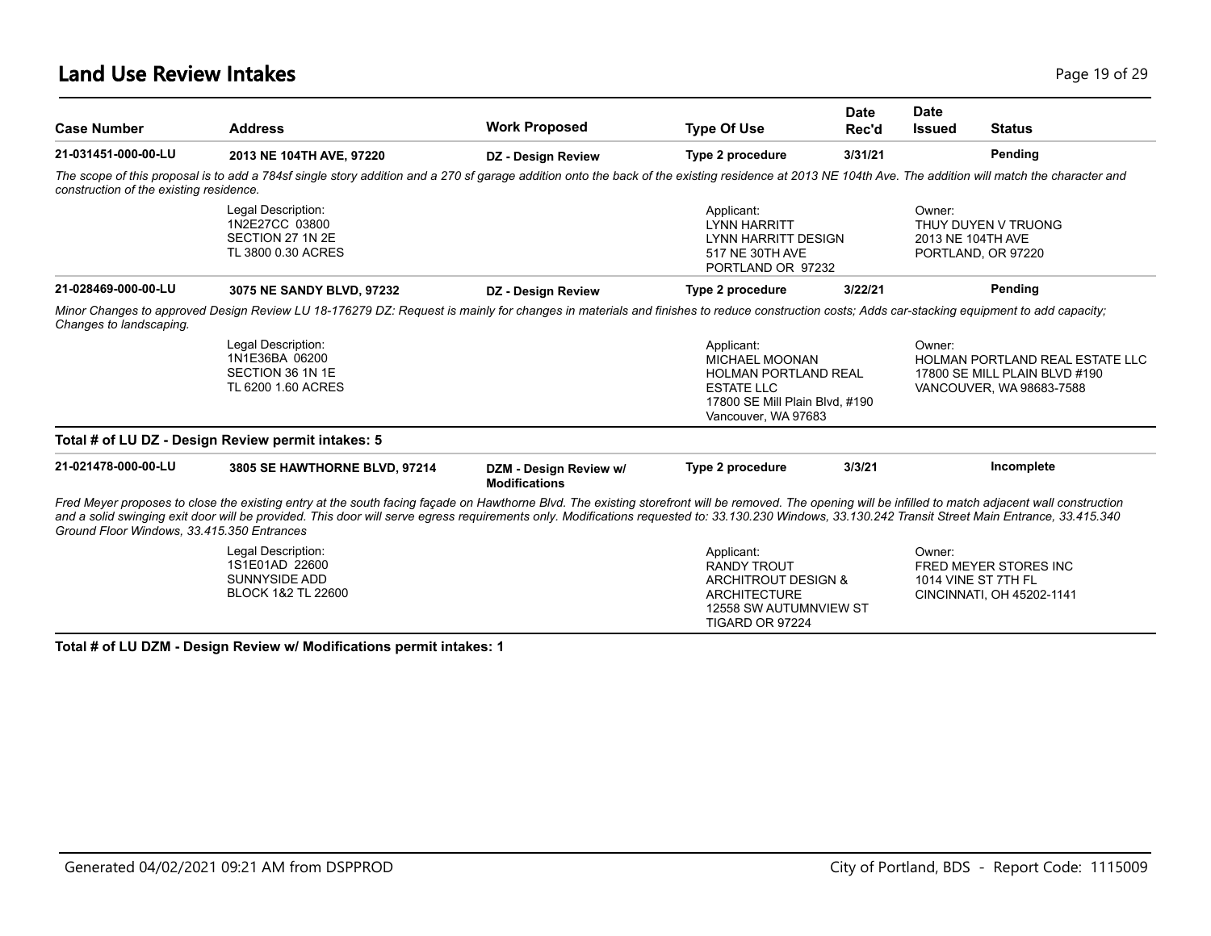## Land Use Review Intakes

| Case Number | Address | Work Proposed | Type Of Use | Date Rec'd | Date Issued | Status |
|---|---|---|---|---|---|---|
| 21-031451-000-00-LU | 2013 NE 104TH AVE, 97220 | DZ - Design Review | Type 2 procedure | 3/31/21 | | Pending |

*The scope of this proposal is to add a 784sf single story addition and a 270 sf garage addition onto the back of the existing residence at 2013 NE 104th Ave. The addition will match the character and construction of the existing residence.*

Legal Description:
1N2E27CC 03800
SECTION 27 1N 2E
TL 3800 0.30 ACRES

Applicant:
LYNN HARRITT
LYNN HARRITT DESIGN
517 NE 30TH AVE
PORTLAND OR 97232

Owner:
THUY DUYEN V TRUONG
2013 NE 104TH AVE
PORTLAND, OR 97220

| Case Number | Address | Work Proposed | Type Of Use | Date Rec'd | Date Issued | Status |
|---|---|---|---|---|---|---|
| 21-028469-000-00-LU | 3075 NE SANDY BLVD, 97232 | DZ - Design Review | Type 2 procedure | 3/22/21 | | Pending |

*Minor Changes to approved Design Review LU 18-176279 DZ: Request is mainly for changes in materials and finishes to reduce construction costs; Adds car-stacking equipment to add capacity; Changes to landscaping.*

Legal Description:
1N1E36BA 06200
SECTION 36 1N 1E
TL 6200 1.60 ACRES

Applicant:
MICHAEL MOONAN
HOLMAN PORTLAND REAL ESTATE LLC
17800 SE Mill Plain Blvd, #190
Vancouver, WA 97683

Owner:
HOLMAN PORTLAND REAL ESTATE LLC
17800 SE MILL PLAIN BLVD #190
VANCOUVER, WA 98683-7588

**Total # of LU DZ - Design Review permit intakes: 5**

| Case Number | Address | Work Proposed | Type Of Use | Date Rec'd | Date Issued | Status |
|---|---|---|---|---|---|---|
| 21-021478-000-00-LU | 3805 SE HAWTHORNE BLVD, 97214 | DZM - Design Review w/ Modifications | Type 2 procedure | 3/3/21 | | Incomplete |

*Fred Meyer proposes to close the existing entry at the south facing façade on Hawthorne Blvd. The existing storefront will be removed. The opening will be infilled to match adjacent wall construction and a solid swinging exit door will be provided. This door will serve egress requirements only. Modifications requested to: 33.130.230 Windows, 33.130.242 Transit Street Main Entrance, 33.415.340 Ground Floor Windows, 33.415.350 Entrances*

Legal Description:
1S1E01AD 22600
SUNNYSIDE ADD
BLOCK 1&2 TL 22600

Applicant:
RANDY TROUT
ARCHITROUT DESIGN & ARCHITECTURE
12558 SW AUTUMNVIEW ST
TIGARD OR 97224

Owner:
FRED MEYER STORES INC
1014 VINE ST 7TH FL
CINCINNATI, OH 45202-1141

**Total # of LU DZM - Design Review w/ Modifications permit intakes: 1**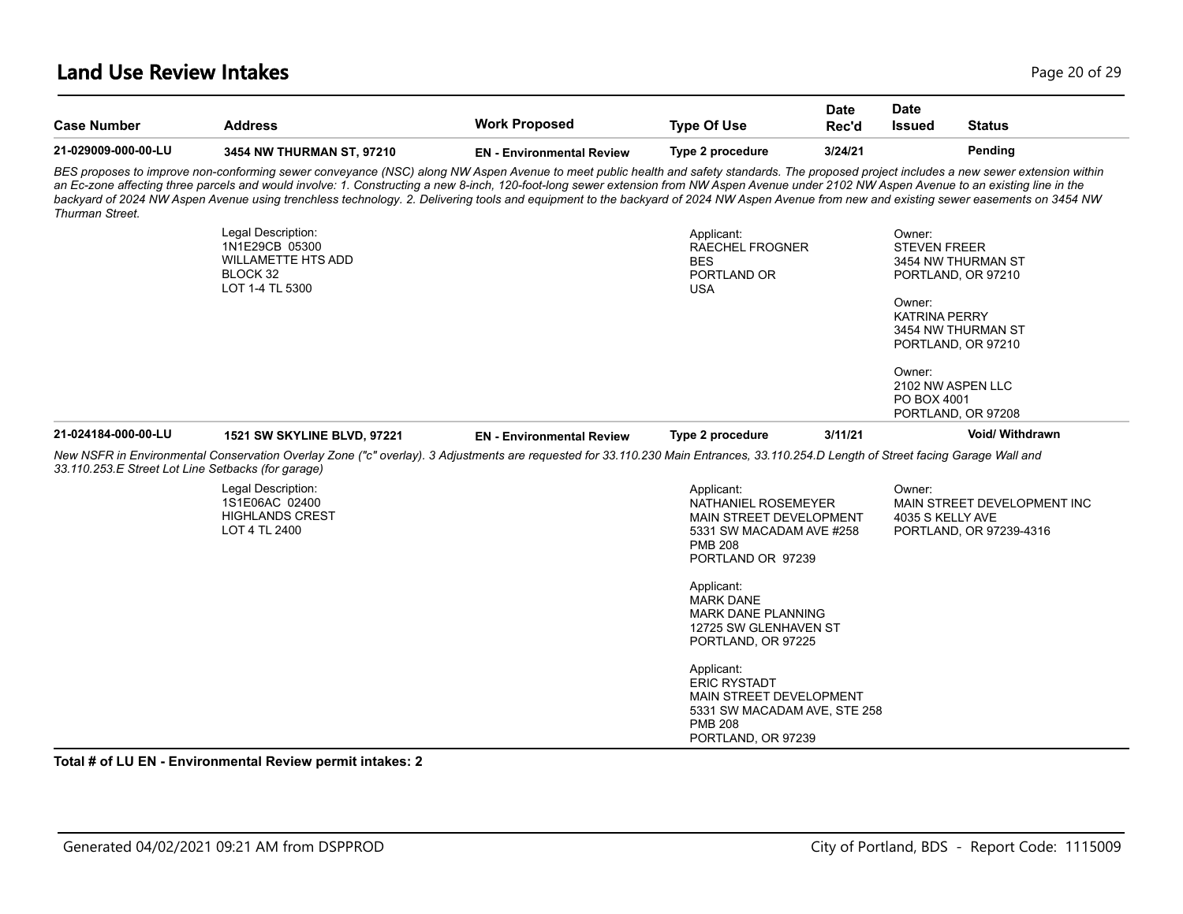# Land Use Review Intakes

| Case Number | Address | Work Proposed | Type Of Use | Date Rec'd | Date Issued | Status |
|---|---|---|---|---|---|---|
| **21-029009-000-00-LU** | **3454 NW THURMAN ST, 97210** | **EN - Environmental Review** | **Type 2 procedure** | **3/24/21** | | **Pending** |

*BES proposes to improve non-conforming sewer conveyance (NSC) along NW Aspen Avenue to meet public health and safety standards. The proposed project includes a new sewer extension within an Ec-zone affecting three parcels and would involve: 1. Constructing a new 8-inch, 120-foot-long sewer extension from NW Aspen Avenue under 2102 NW Aspen Avenue to an existing line in the backyard of 2024 NW Aspen Avenue using trenchless technology. 2. Delivering tools and equipment to the backyard of 2024 NW Aspen Avenue from new and existing sewer easements on 3454 NW Thurman Street.*

Legal Description:
1N1E29CB 05300
WILLAMETTE HTS ADD
BLOCK 32
LOT 1-4 TL 5300

Applicant:
RAECHEL FROGNER
BES
PORTLAND OR
USA

Owner:
STEVEN FREER
3454 NW THURMAN ST
PORTLAND, OR 97210

Owner:
KATRINA PERRY
3454 NW THURMAN ST
PORTLAND, OR 97210

Owner:
2102 NW ASPEN LLC
PO BOX 4001
PORTLAND, OR 97208

| Case Number | Address | Work Proposed | Type Of Use | Date Rec'd | Date Issued | Status |
|---|---|---|---|---|---|---|
| **21-024184-000-00-LU** | **1521 SW SKYLINE BLVD, 97221** | **EN - Environmental Review** | **Type 2 procedure** | **3/11/21** | | **Void/ Withdrawn** |

*New NSFR in Environmental Conservation Overlay Zone ("c" overlay). 3 Adjustments are requested for 33.110.230 Main Entrances, 33.110.254.D Length of Street facing Garage Wall and 33.110.253.E Street Lot Line Setbacks (for garage)*

Legal Description:
1S1E06AC 02400
HIGHLANDS CREST
LOT 4 TL 2400

Applicant:
NATHANIEL ROSEMEYER
MAIN STREET DEVELOPMENT
5331 SW MACADAM AVE #258
PMB 208
PORTLAND OR 97239

Applicant:
MARK DANE
MARK DANE PLANNING
12725 SW GLENHAVEN ST
PORTLAND, OR 97225

Applicant:
ERIC RYSTADT
MAIN STREET DEVELOPMENT
5331 SW MACADAM AVE, STE 258
PMB 208
PORTLAND, OR 97239

Owner:
MAIN STREET DEVELOPMENT INC
4035 S KELLY AVE
PORTLAND, OR 97239-4316

**Total # of LU EN - Environmental Review permit intakes: 2**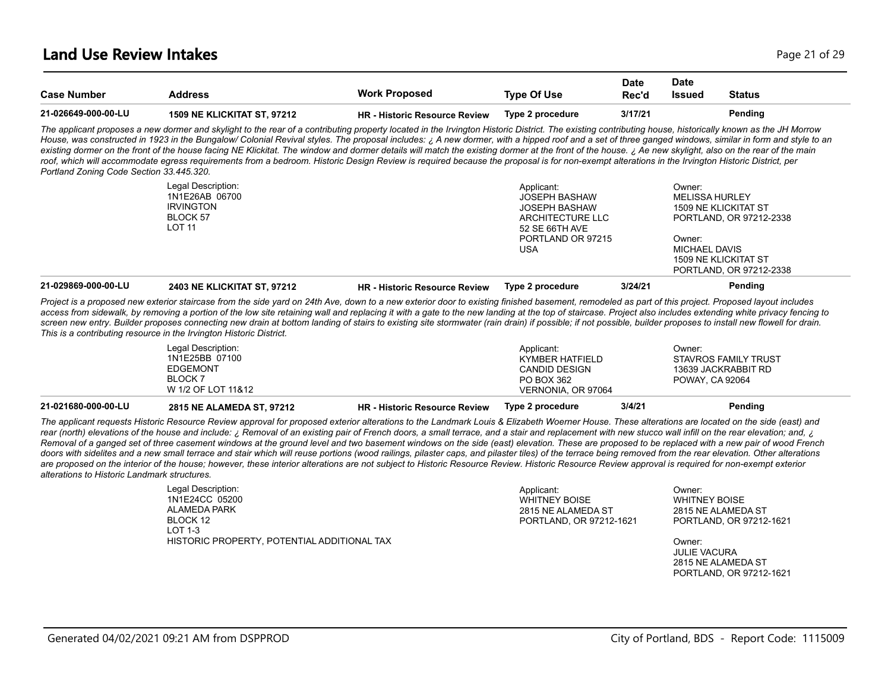# Land Use Review Intakes

| Case Number | Address | Work Proposed | Type Of Use | Date Rec'd | Date Issued | Status |
|---|---|---|---|---|---|---|
| 21-026649-000-00-LU | 1509 NE KLICKITAT ST, 97212 | HR - Historic Resource Review | Type 2 procedure | 3/17/21 | | Pending |

*The applicant proposes a new dormer and skylight to the rear of a contributing property located in the Irvington Historic District. The existing contributing house, historically known as the JH Morrow House, was constructed in 1923 in the Bungalow/ Colonial Revival styles. The proposal includes: ¿ A new dormer, with a hipped roof and a set of three ganged windows, similar in form and style to an existing dormer on the front of the house facing NE Klickitat. The window and dormer details will match the existing dormer at the front of the house. ¿ Ae new skylight, also on the rear of the main roof, which will accommodate egress requirements from a bedroom. Historic Design Review is required because the proposal is for non-exempt alterations in the Irvington Historic District, per Portland Zoning Code Section 33.445.320.*

Legal Description:
1N1E26AB 06700
IRVINGTON
BLOCK 57
LOT 11

Applicant:
JOSEPH BASHAW
JOSEPH BASHAW ARCHITECTURE LLC
52 SE 66TH AVE
PORTLAND OR 97215
USA

Owner:
MELISSA HURLEY
1509 NE KLICKITAT ST
PORTLAND, OR 97212-2338

Owner:
MICHAEL DAVIS
1509 NE KLICKITAT ST
PORTLAND, OR 97212-2338

| Case Number | Address | Work Proposed | Type Of Use | Date Rec'd | Date Issued | Status |
|---|---|---|---|---|---|---|
| 21-029869-000-00-LU | 2403 NE KLICKITAT ST, 97212 | HR - Historic Resource Review | Type 2 procedure | 3/24/21 | | Pending |

*Project is a proposed new exterior staircase from the side yard on 24th Ave, down to a new exterior door to existing finished basement, remodeled as part of this project. Proposed layout includes access from sidewalk, by removing a portion of the low site retaining wall and replacing it with a gate to the new landing at the top of staircase. Project also includes extending white privacy fencing to screen new entry. Builder proposes connecting new drain at bottom landing of stairs to existing site stormwater (rain drain) if possible; if not possible, builder proposes to install new flowell for drain. This is a contributing resource in the Irvington Historic District.*

Legal Description:
1N1E25BB 07100
EDGEMONT
BLOCK 7
W 1/2 OF LOT 11&12

Applicant:
KYMBER HATFIELD
CANDID DESIGN
PO BOX 362
VERNONIA, OR 97064

Owner:
STAVROS FAMILY TRUST
13639 JACKRABBIT RD
POWAY, CA 92064

| Case Number | Address | Work Proposed | Type Of Use | Date Rec'd | Date Issued | Status |
|---|---|---|---|---|---|---|
| 21-021680-000-00-LU | 2815 NE ALAMEDA ST, 97212 | HR - Historic Resource Review | Type 2 procedure | 3/4/21 | | Pending |

*The applicant requests Historic Resource Review approval for proposed exterior alterations to the Landmark Louis & Elizabeth Woerner House. These alterations are located on the side (east) and rear (north) elevations of the house and include: ¿ Removal of an existing pair of French doors, a small terrace, and a stair and replacement with new stucco wall infill on the rear elevation; and, ¿ Removal of a ganged set of three casement windows at the ground level and two basement windows on the side (east) elevation. These are proposed to be replaced with a new pair of wood French doors with sidelites and a new small terrace and stair which will reuse portions (wood railings, pilaster caps, and pilaster tiles) of the terrace being removed from the rear elevation. Other alterations are proposed on the interior of the house; however, these interior alterations are not subject to Historic Resource Review. Historic Resource Review approval is required for non-exempt exterior alterations to Historic Landmark structures.*

Legal Description:
1N1E24CC 05200
ALAMEDA PARK
BLOCK 12
LOT 1-3
HISTORIC PROPERTY, POTENTIAL ADDITIONAL TAX

Applicant:
WHITNEY BOISE
2815 NE ALAMEDA ST
PORTLAND, OR 97212-1621

Owner:
WHITNEY BOISE
2815 NE ALAMEDA ST
PORTLAND, OR 97212-1621

Owner:
JULIE VACURA
2815 NE ALAMEDA ST
PORTLAND, OR 97212-1621

Generated 04/02/2021 09:21 AM from DSPPROD — City of Portland, BDS - Report Code: 1115009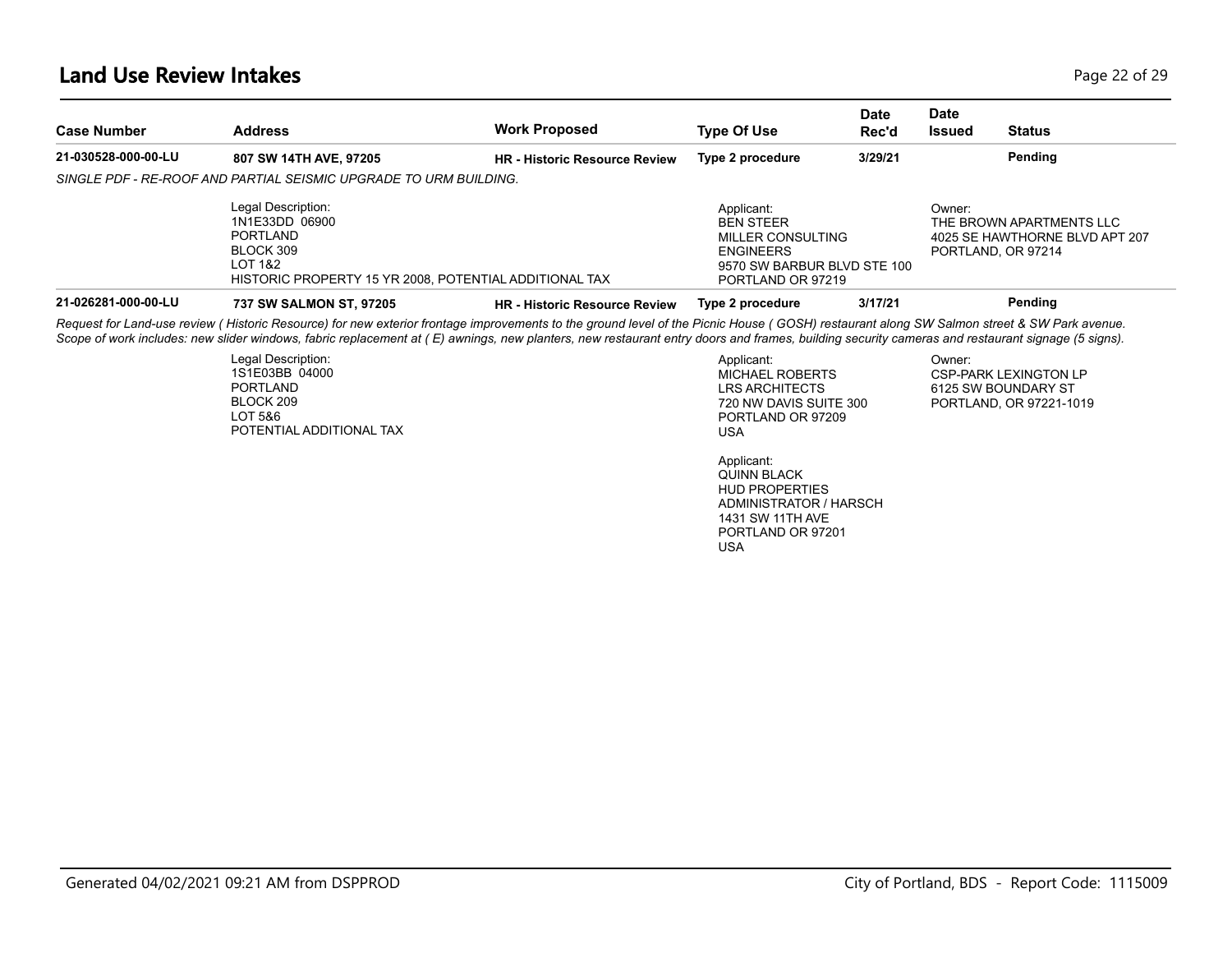# Land Use Review Intakes

| Case Number | Address | Work Proposed | Type Of Use | Date Rec'd | Date Issued | Status |
|---|---|---|---|---|---|---|
| **21-030528-000-00-LU** | **807 SW 14TH AVE, 97205** | **HR - Historic Resource Review** | **Type 2 procedure** | **3/29/21** | | **Pending** |

*SINGLE PDF - RE-ROOF AND PARTIAL SEISMIC UPGRADE TO URM BUILDING.*

Legal Description:
1N1E33DD 06900
PORTLAND
BLOCK 309
LOT 1&2
HISTORIC PROPERTY 15 YR 2008, POTENTIAL ADDITIONAL TAX

Applicant:
BEN STEER
MILLER CONSULTING
ENGINEERS
9570 SW BARBUR BLVD STE 100
PORTLAND OR 97219

Owner:
THE BROWN APARTMENTS LLC
4025 SE HAWTHORNE BLVD APT 207
PORTLAND, OR 97214

| Case Number | Address | Work Proposed | Type Of Use | Date Rec'd | Date Issued | Status |
|---|---|---|---|---|---|---|
| **21-026281-000-00-LU** | **737 SW SALMON ST, 97205** | **HR - Historic Resource Review** | **Type 2 procedure** | **3/17/21** | | **Pending** |

*Request for Land-use review ( Historic Resource) for new exterior frontage improvements to the ground level of the Picnic House ( GOSH) restaurant along SW Salmon street & SW Park avenue. Scope of work includes: new slider windows, fabric replacement at ( E) awnings, new planters, new restaurant entry doors and frames, building security cameras and restaurant signage (5 signs).*

Legal Description:
1S1E03BB 04000
PORTLAND
BLOCK 209
LOT 5&6
POTENTIAL ADDITIONAL TAX

Applicant:
MICHAEL ROBERTS
LRS ARCHITECTS
720 NW DAVIS SUITE 300
PORTLAND OR 97209
USA

Applicant:
QUINN BLACK
HUD PROPERTIES
ADMINISTRATOR / HARSCH
1431 SW 11TH AVE
PORTLAND OR 97201
USA

Owner:
CSP-PARK LEXINGTON LP
6125 SW BOUNDARY ST
PORTLAND, OR 97221-1019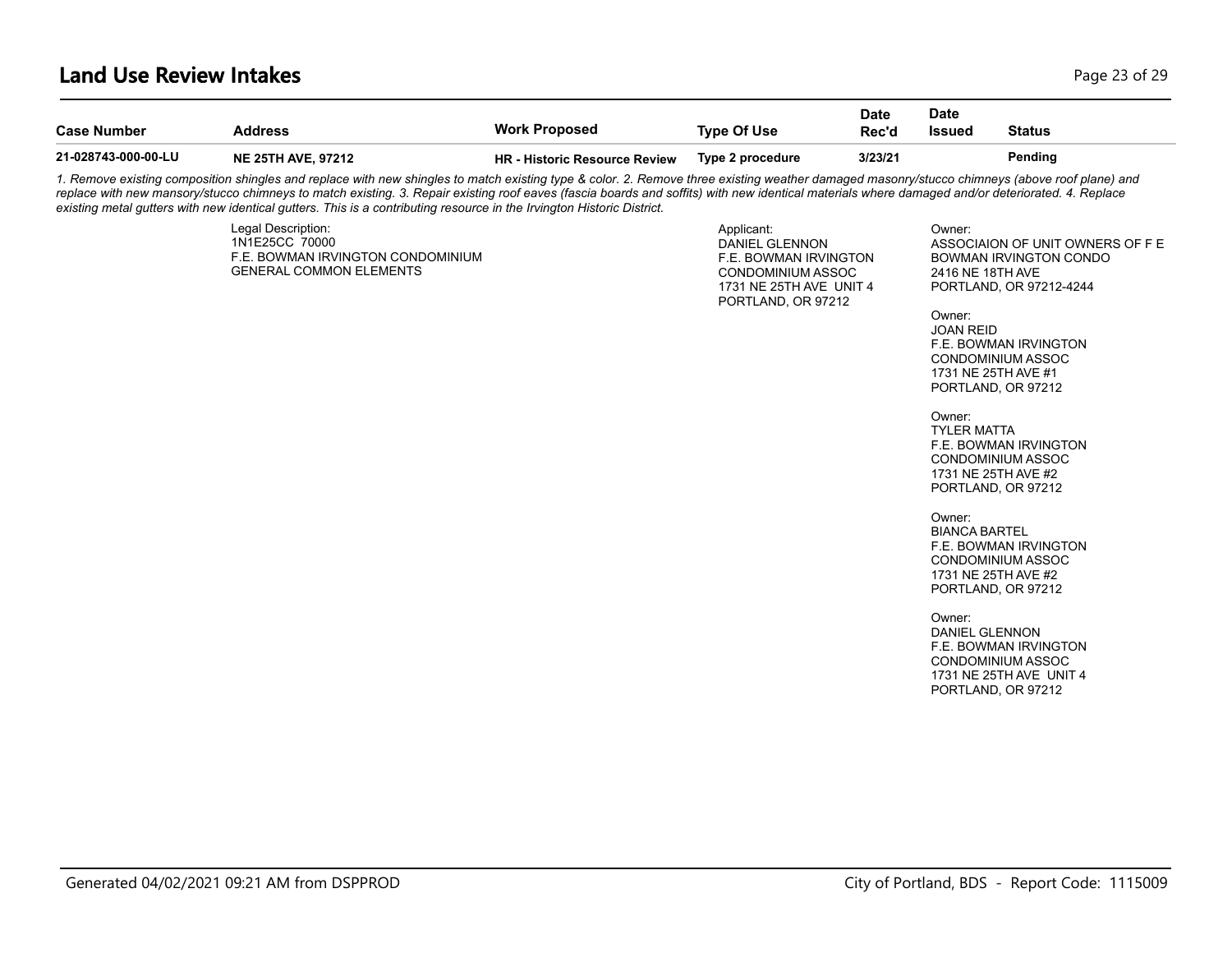## Land Use Review Intakes

| Case Number | Address | Work Proposed | Type Of Use | Date Rec'd | Date Issued | Status |
|---|---|---|---|---|---|---|
| 21-028743-000-00-LU | NE 25TH AVE, 97212 | HR - Historic Resource Review | Type 2 procedure | 3/23/21 | | Pending |

*1. Remove existing composition shingles and replace with new shingles to match existing type & color. 2. Remove three existing weather damaged masonry/stucco chimneys (above roof plane) and replace with new mansory/stucco chimneys to match existing. 3. Repair existing roof eaves (fascia boards and soffits) with new identical materials where damaged and/or deteriorated. 4. Replace existing metal gutters with new identical gutters. This is a contributing resource in the Irvington Historic District.*

Legal Description:
1N1E25CC 70000
F.E. BOWMAN IRVINGTON CONDOMINIUM
GENERAL COMMON ELEMENTS

Applicant:
DANIEL GLENNON
F.E. BOWMAN IRVINGTON
CONDOMINIUM ASSOC
1731 NE 25TH AVE UNIT 4
PORTLAND, OR 97212

Owner:
ASSOCIAION OF UNIT OWNERS OF F E
BOWMAN IRVINGTON CONDO
2416 NE 18TH AVE
PORTLAND, OR 97212-4244

Owner:
JOAN REID
F.E. BOWMAN IRVINGTON
CONDOMINIUM ASSOC
1731 NE 25TH AVE #1
PORTLAND, OR 97212

Owner:
TYLER MATTA
F.E. BOWMAN IRVINGTON
CONDOMINIUM ASSOC
1731 NE 25TH AVE #2
PORTLAND, OR 97212

Owner:
BIANCA BARTEL
F.E. BOWMAN IRVINGTON
CONDOMINIUM ASSOC
1731 NE 25TH AVE #2
PORTLAND, OR 97212

Owner:
DANIEL GLENNON
F.E. BOWMAN IRVINGTON
CONDOMINIUM ASSOC
1731 NE 25TH AVE UNIT 4
PORTLAND, OR 97212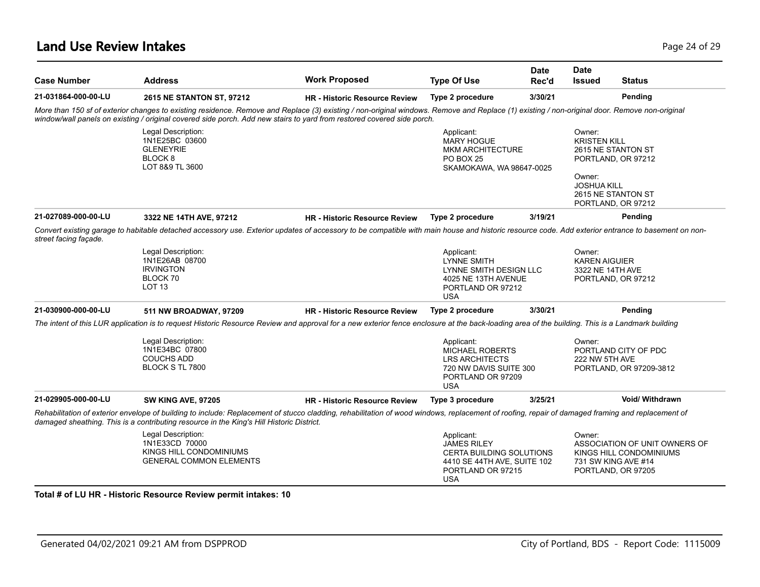# Land Use Review Intakes

| Case Number | Address | Work Proposed | Type Of Use | Date Rec'd | Date Issued | Status |
|---|---|---|---|---|---|---|
| 21-031864-000-00-LU | 2615 NE STANTON ST, 97212 | HR - Historic Resource Review | Type 2 procedure | 3/30/21 | | Pending |

*More than 150 sf of exterior changes to existing residence. Remove and Replace (3) existing / non-original windows. Remove and Replace (1) existing / non-original door. Remove non-original window/wall panels on existing / original covered side porch. Add new stairs to yard from restored covered side porch.*

Legal Description:
1N1E25BC 03600
GLENEYRIE
BLOCK 8
LOT 8&9 TL 3600

Applicant:
MARY HOGUE
MKM ARCHITECTURE
PO BOX 25
SKAMOKAWA, WA 98647-0025

Owner:
KRISTEN KILL
2615 NE STANTON ST
PORTLAND, OR 97212

Owner:
JOSHUA KILL
2615 NE STANTON ST
PORTLAND, OR 97212

| Case Number | Address | Work Proposed | Type Of Use | Date Rec'd | Date Issued | Status |
|---|---|---|---|---|---|---|
| 21-027089-000-00-LU | 3322 NE 14TH AVE, 97212 | HR - Historic Resource Review | Type 2 procedure | 3/19/21 | | Pending |

*Convert existing garage to habitable detached accessory use. Exterior updates of accessory to be compatible with main house and historic resource code. Add exterior entrance to basement on non-street facing façade.*

Legal Description:
1N1E26AB 08700
IRVINGTON
BLOCK 70
LOT 13

Applicant:
LYNNE SMITH
LYNNE SMITH DESIGN LLC
4025 NE 13TH AVENUE
PORTLAND OR 97212
USA

Owner:
KAREN AIGUIER
3322 NE 14TH AVE
PORTLAND, OR 97212

| Case Number | Address | Work Proposed | Type Of Use | Date Rec'd | Date Issued | Status |
|---|---|---|---|---|---|---|
| 21-030900-000-00-LU | 511 NW BROADWAY, 97209 | HR - Historic Resource Review | Type 2 procedure | 3/30/21 | | Pending |

*The intent of this LUR application is to request Historic Resource Review and approval for a new exterior fence enclosure at the back-loading area of the building. This is a Landmark building*

Legal Description:
1N1E34BC 07800
COUCHS ADD
BLOCK S TL 7800

Applicant:
MICHAEL ROBERTS
LRS ARCHITECTS
720 NW DAVIS SUITE 300
PORTLAND OR 97209
USA

Owner:
PORTLAND CITY OF PDC
222 NW 5TH AVE
PORTLAND, OR 97209-3812

| Case Number | Address | Work Proposed | Type Of Use | Date Rec'd | Date Issued | Status |
|---|---|---|---|---|---|---|
| 21-029905-000-00-LU | SW KING AVE, 97205 | HR - Historic Resource Review | Type 3 procedure | 3/25/21 | | Void/ Withdrawn |

*Rehabilitation of exterior envelope of building to include: Replacement of stucco cladding, rehabilitation of wood windows, replacement of roofing, repair of damaged framing and replacement of damaged sheathing. This is a contributing resource in the King's Hill Historic District.*

Legal Description:
1N1E33CD 70000
KINGS HILL CONDOMINIUMS
GENERAL COMMON ELEMENTS

Applicant:
JAMES RILEY
CERTA BUILDING SOLUTIONS
4410 SE 44TH AVE, SUITE 102
PORTLAND OR 97215
USA

Owner:
ASSOCIATION OF UNIT OWNERS OF
KINGS HILL CONDOMINIUMS
731 SW KING AVE #14
PORTLAND, OR 97205

**Total # of LU HR - Historic Resource Review permit intakes: 10**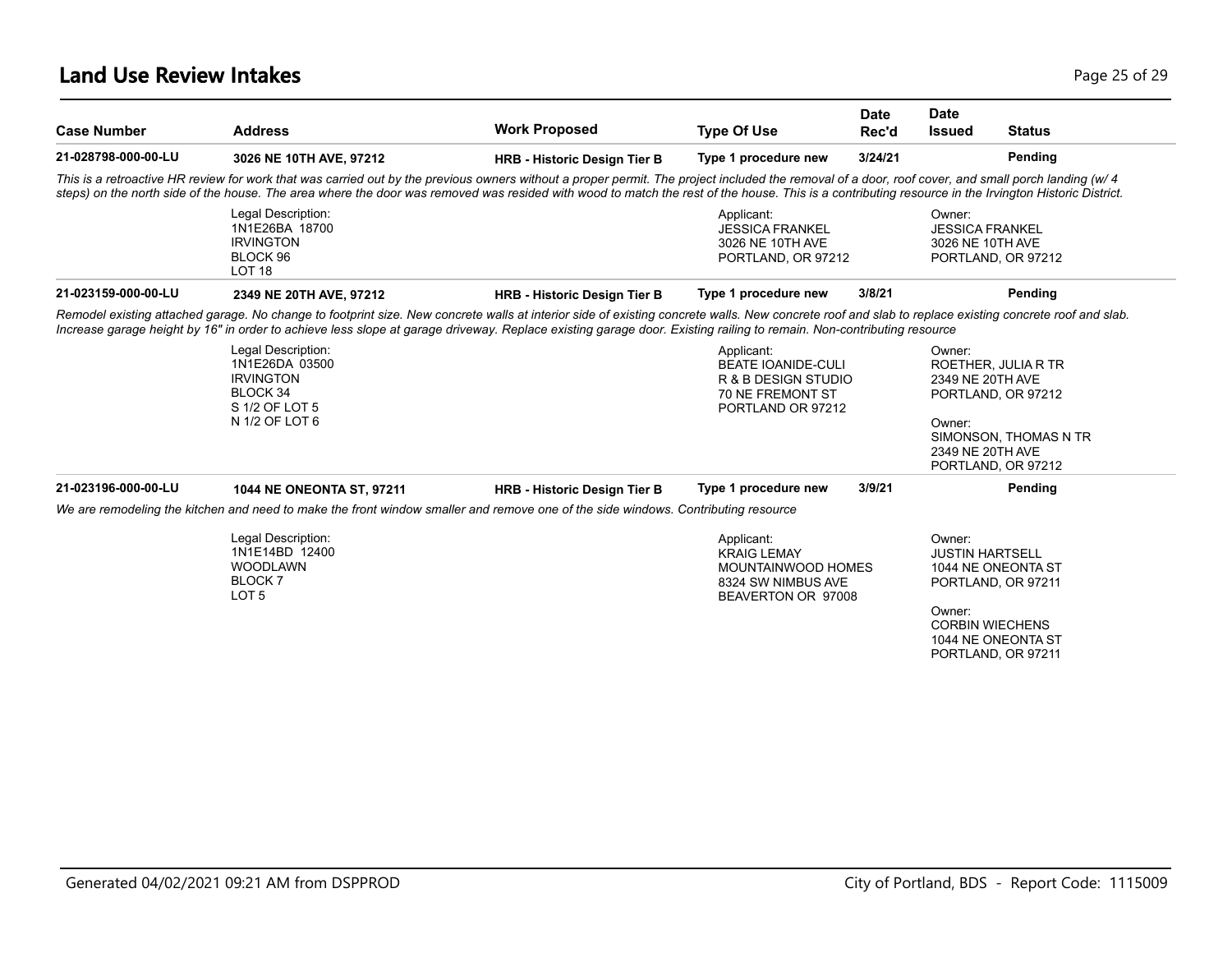# Land Use Review Intakes

| Case Number | Address | Work Proposed | Type Of Use | Date Rec'd | Date Issued | Status |
|---|---|---|---|---|---|---|
| 21-028798-000-00-LU | 3026 NE 10TH AVE, 97212 | HRB - Historic Design Tier B | Type 1 procedure new | 3/24/21 | | Pending |

*This is a retroactive HR review for work that was carried out by the previous owners without a proper permit. The project included the removal of a door, roof cover, and small porch landing (w/ 4 steps) on the north side of the house. The area where the door was removed was resided with wood to match the rest of the house. This is a contributing resource in the Irvington Historic District.*

Legal Description:
1N1E26BA 18700
IRVINGTON
BLOCK 96
LOT 18

Applicant:
JESSICA FRANKEL
3026 NE 10TH AVE
PORTLAND, OR 97212

Owner:
JESSICA FRANKEL
3026 NE 10TH AVE
PORTLAND, OR 97212

| Case Number | Address | Work Proposed | Type Of Use | Date Rec'd | Date Issued | Status |
|---|---|---|---|---|---|---|
| 21-023159-000-00-LU | 2349 NE 20TH AVE, 97212 | HRB - Historic Design Tier B | Type 1 procedure new | 3/8/21 | | Pending |

*Remodel existing attached garage. No change to footprint size. New concrete walls at interior side of existing concrete walls. New concrete roof and slab to replace existing concrete roof and slab. Increase garage height by 16" in order to achieve less slope at garage driveway. Replace existing garage door. Existing railing to remain. Non-contributing resource*

Legal Description:
1N1E26DA 03500
IRVINGTON
BLOCK 34
S 1/2 OF LOT 5
N 1/2 OF LOT 6

Applicant:
BEATE IOANIDE-CULI
R & B DESIGN STUDIO
70 NE FREMONT ST
PORTLAND OR 97212

Owner:
ROETHER, JULIA R TR
2349 NE 20TH AVE
PORTLAND, OR 97212

Owner:
SIMONSON, THOMAS N TR
2349 NE 20TH AVE
PORTLAND, OR 97212

| Case Number | Address | Work Proposed | Type Of Use | Date Rec'd | Date Issued | Status |
|---|---|---|---|---|---|---|
| 21-023196-000-00-LU | 1044 NE ONEONTA ST, 97211 | HRB - Historic Design Tier B | Type 1 procedure new | 3/9/21 | | Pending |

*We are remodeling the kitchen and need to make the front window smaller and remove one of the side windows. Contributing resource*

Legal Description:
1N1E14BD 12400
WOODLAWN
BLOCK 7
LOT 5

Applicant:
KRAIG LEMAY
MOUNTAINWOOD HOMES
8324 SW NIMBUS AVE
BEAVERTON OR 97008

Owner:
JUSTIN HARTSELL
1044 NE ONEONTA ST
PORTLAND, OR 97211

Owner:
CORBIN WIECHENS
1044 NE ONEONTA ST
PORTLAND, OR 97211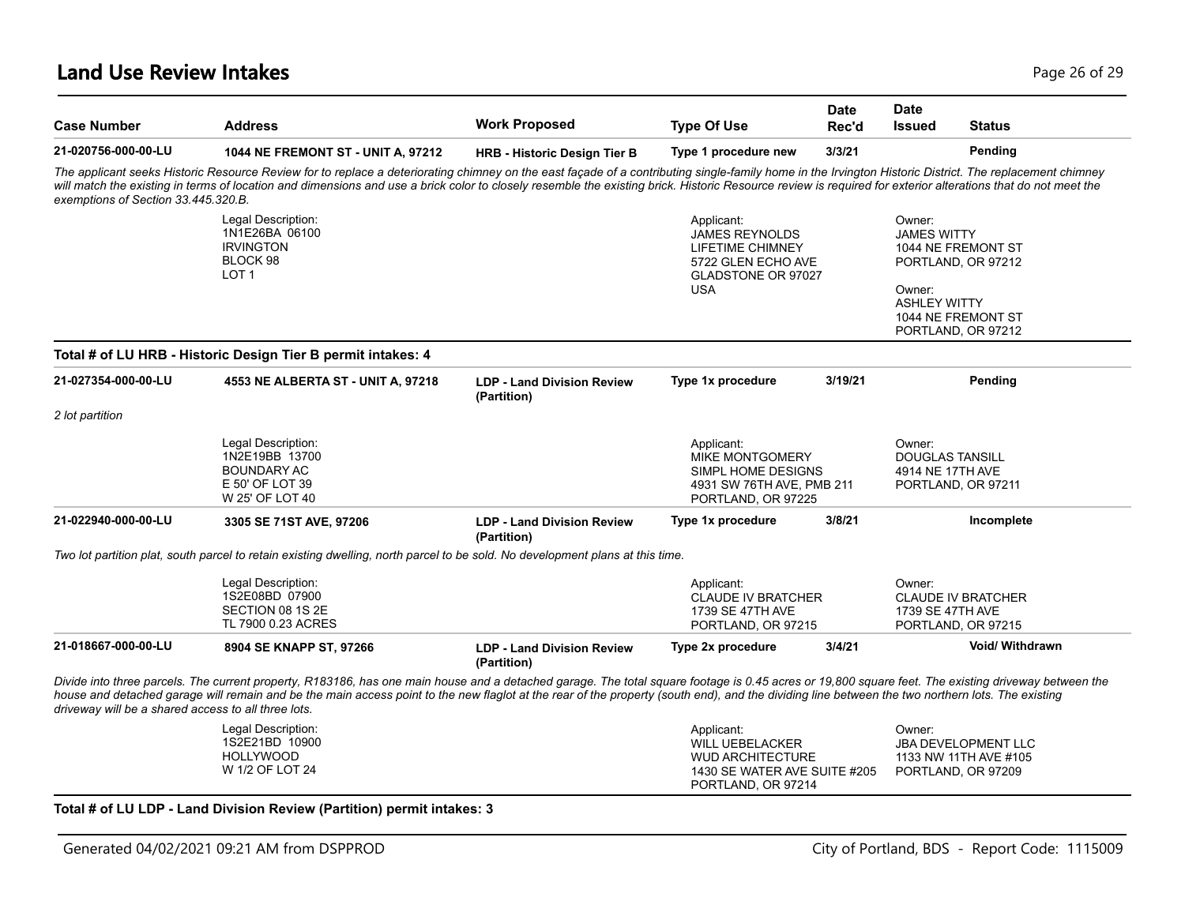## Land Use Review Intakes

| Case Number | Address | Work Proposed | Type Of Use | Date Rec'd | Date Issued | Status |
|---|---|---|---|---|---|---|
| **21-020756-000-00-LU** | **1044 NE FREMONT ST - UNIT A, 97212** | **HRB - Historic Design Tier B** | **Type 1 procedure new** | **3/3/21** | | **Pending** |

*The applicant seeks Historic Resource Review for for to replace a deteriorating chimney on the east façade of a contributing single-family home in the Irvington Historic District. The replacement chimney will match the existing in terms of location and dimensions and use a brick color to closely resemble the existing brick. Historic Resource review is required for exterior alterations that do not meet the exemptions of Section 33.445.320.B.*

Legal Description:
1N1E26BA 06100
IRVINGTON
BLOCK 98
LOT 1

Applicant:
JAMES REYNOLDS
LIFETIME CHIMNEY
5722 GLEN ECHO AVE
GLADSTONE OR 97027
USA

Owner:
JAMES WITTY
1044 NE FREMONT ST
PORTLAND, OR 97212

Owner:
ASHLEY WITTY
1044 NE FREMONT ST
PORTLAND, OR 97212

**Total # of LU HRB - Historic Design Tier B permit intakes: 4**

| Case Number | Address | Work Proposed | Type Of Use | Date Rec'd | Date Issued | Status |
|---|---|---|---|---|---|---|
| **21-027354-000-00-LU** | **4553 NE ALBERTA ST - UNIT A, 97218** | **LDP - Land Division Review (Partition)** | **Type 1x procedure** | **3/19/21** | | **Pending** |

*2 lot partition*

Legal Description:
1N2E19BB 13700
BOUNDARY AC
E 50' OF LOT 39
W 25' OF LOT 40

Applicant:
MIKE MONTGOMERY
SIMPL HOME DESIGNS
4931 SW 76TH AVE, PMB 211
PORTLAND, OR 97225

Owner:
DOUGLAS TANSILL
4914 NE 17TH AVE
PORTLAND, OR 97211

| Case Number | Address | Work Proposed | Type Of Use | Date Rec'd | Date Issued | Status |
|---|---|---|---|---|---|---|
| **21-022940-000-00-LU** | **3305 SE 71ST AVE, 97206** | **LDP - Land Division Review (Partition)** | **Type 1x procedure** | **3/8/21** | | **Incomplete** |

*Two lot partition plat, south parcel to retain existing dwelling, north parcel to be sold. No development plans at this time.*

Legal Description:
1S2E08BD 07900
SECTION 08 1S 2E
TL 7900 0.23 ACRES

Applicant:
CLAUDE IV BRATCHER
1739 SE 47TH AVE
PORTLAND, OR 97215

Owner:
CLAUDE IV BRATCHER
1739 SE 47TH AVE
PORTLAND, OR 97215

| Case Number | Address | Work Proposed | Type Of Use | Date Rec'd | Date Issued | Status |
|---|---|---|---|---|---|---|
| **21-018667-000-00-LU** | **8904 SE KNAPP ST, 97266** | **LDP - Land Division Review (Partition)** | **Type 2x procedure** | **3/4/21** | | **Void/ Withdrawn** |

*Divide into three parcels. The current property, R183186, has one main house and a detached garage. The total square footage is 0.45 acres or 19,800 square feet. The existing driveway between the house and detached garage will remain and be the main access point to the new flaglot at the rear of the property (south end), and the dividing line between the two northern lots. The existing driveway will be a shared access to all three lots.*

Legal Description:
1S2E21BD 10900
HOLLYWOOD
W 1/2 OF LOT 24

Applicant:
WILL UEBELACKER
WUD ARCHITECTURE
1430 SE WATER AVE SUITE #205
PORTLAND, OR 97214

Owner:
JBA DEVELOPMENT LLC
1133 NW 11TH AVE #105
PORTLAND, OR 97209

**Total # of LU LDP - Land Division Review (Partition) permit intakes: 3**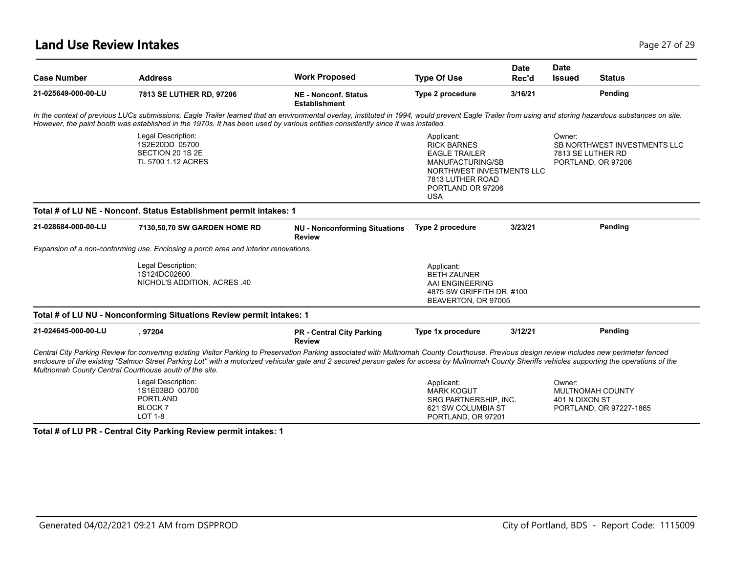## Land Use Review Intakes

| Case Number | Address | Work Proposed | Type Of Use | Date Rec'd | Date Issued | Status |
|---|---|---|---|---|---|---|
| 21-025649-000-00-LU | 7813 SE LUTHER RD, 97206 | NE - Nonconf. Status Establishment | Type 2 procedure | 3/16/21 | | Pending |

*In the context of previous LUCs submissions, Eagle Trailer learned that an environmental overlay, instituted in 1994, would prevent Eagle Trailer from using and storing hazardous substances on site. However, the paint booth was established in the 1970s. It has been used by various entities consistently since it was installed.*

Legal Description:
1S2E20DD 05700
SECTION 20 1S 2E
TL 5700 1.12 ACRES

Applicant:
RICK BARNES
EAGLE TRAILER
MANUFACTURING/SB
NORTHWEST INVESTMENTS LLC
7813 LUTHER ROAD
PORTLAND OR 97206
USA

Owner:
SB NORTHWEST INVESTMENTS LLC
7813 SE LUTHER RD
PORTLAND, OR 97206

**Total # of LU NE - Nonconf. Status Establishment permit intakes: 1**

| Case Number | Address | Work Proposed | Type Of Use | Date Rec'd | Date Issued | Status |
|---|---|---|---|---|---|---|
| 21-028684-000-00-LU | 7130,50,70 SW GARDEN HOME RD | NU - Nonconforming Situations Review | Type 2 procedure | 3/23/21 | | Pending |

*Expansion of a non-conforming use. Enclosing a porch area and interior renovations.*

Legal Description:
1S124DC02600
NICHOL'S ADDITION, ACRES .40

Applicant:
BETH ZAUNER
AAI ENGINEERING
4875 SW GRIFFITH DR, #100
BEAVERTON, OR 97005

**Total # of LU NU - Nonconforming Situations Review permit intakes: 1**

| Case Number | Address | Work Proposed | Type Of Use | Date Rec'd | Date Issued | Status |
|---|---|---|---|---|---|---|
| 21-024645-000-00-LU | , 97204 | PR - Central City Parking Review | Type 1x procedure | 3/12/21 | | Pending |

*Central City Parking Review for converting existing Visitor Parking to Preservation Parking associated with Multnomah County Courthouse. Previous design review includes new perimeter fenced enclosure of the existing "Salmon Street Parking Lot" with a motorized vehicular gate and 2 secured person gates for access by Multnomah County Sheriffs vehicles supporting the operations of the Multnomah County Central Courthouse south of the site.*

Legal Description:
1S1E03BD 00700
PORTLAND
BLOCK 7
LOT 1-8

Applicant:
MARK KOGUT
SRG PARTNERSHIP, INC.
621 SW COLUMBIA ST
PORTLAND, OR 97201

Owner:
MULTNOMAH COUNTY
401 N DIXON ST
PORTLAND, OR 97227-1865

**Total # of LU PR - Central City Parking Review permit intakes: 1**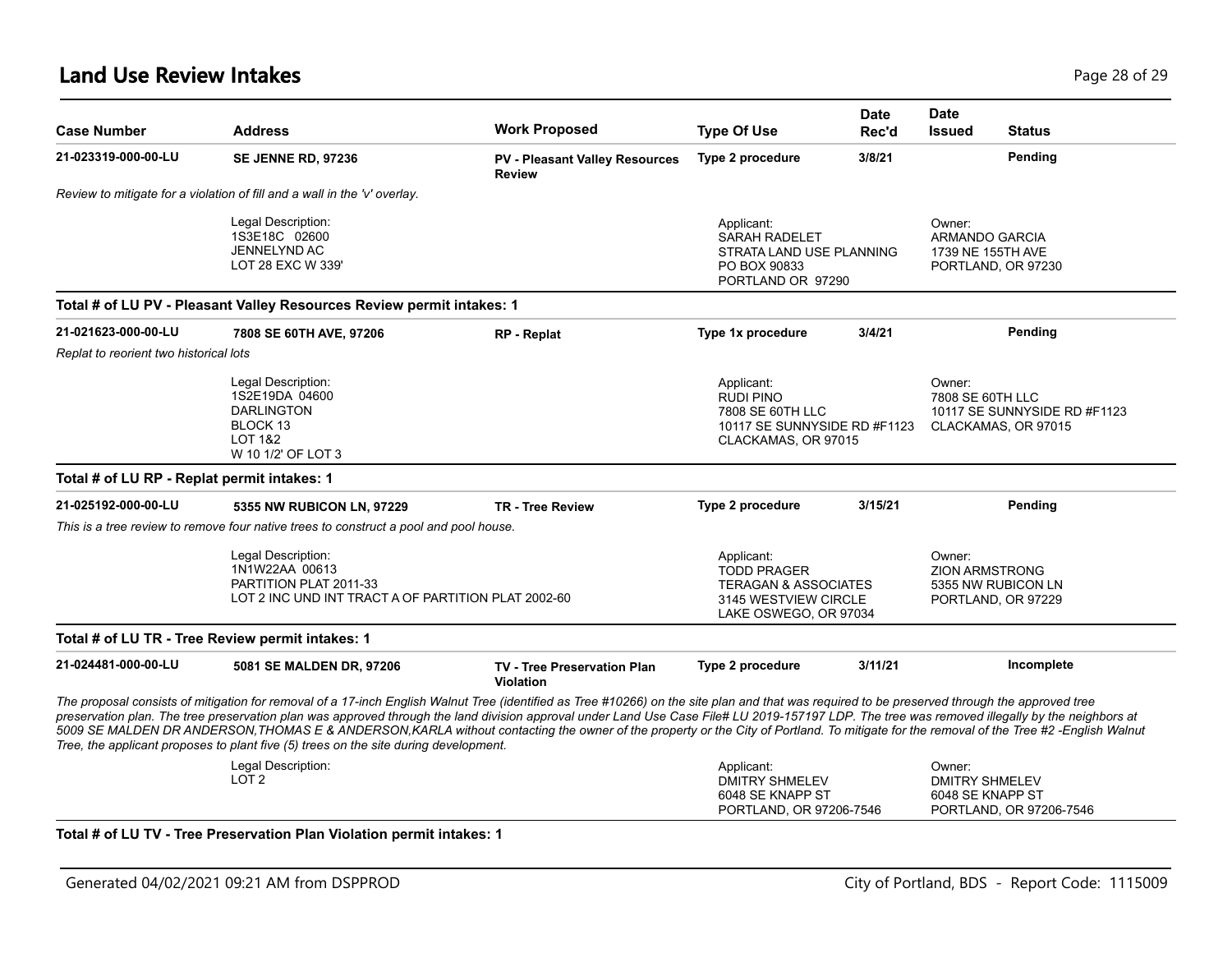## Land Use Review Intakes

| Case Number | Address | Work Proposed | Type Of Use | Date Rec'd | Date Issued | Status |
|---|---|---|---|---|---|---|
| **21-023319-000-00-LU** | **SE JENNE RD, 97236** | **PV - Pleasant Valley Resources Review** | **Type 2 procedure** | **3/8/21** | | **Pending** |

*Review to mitigate for a violation of fill and a wall in the 'v' overlay.*

Legal Description:
1S3E18C 02600
JENNELYND AC
LOT 28 EXC W 339'

Applicant:
SARAH RADELET
STRATA LAND USE PLANNING
PO BOX 90833
PORTLAND OR 97290

Owner:
ARMANDO GARCIA
1739 NE 155TH AVE
PORTLAND, OR 97230

**Total # of LU PV - Pleasant Valley Resources Review permit intakes: 1**

| Case Number | Address | Work Proposed | Type Of Use | Date Rec'd | Date Issued | Status |
|---|---|---|---|---|---|---|
| **21-021623-000-00-LU** | **7808 SE 60TH AVE, 97206** | **RP - Replat** | **Type 1x procedure** | **3/4/21** | | **Pending** |

*Replat to reorient two historical lots*

Legal Description:
1S2E19DA 04600
DARLINGTON
BLOCK 13
LOT 1&2
W 10 1/2' OF LOT 3

Applicant:
RUDI PINO
7808 SE 60TH LLC
10117 SE SUNNYSIDE RD #F1123
CLACKAMAS, OR 97015

Owner:
7808 SE 60TH LLC
10117 SE SUNNYSIDE RD #F1123
CLACKAMAS, OR 97015

**Total # of LU RP - Replat permit intakes: 1**

| Case Number | Address | Work Proposed | Type Of Use | Date Rec'd | Date Issued | Status |
|---|---|---|---|---|---|---|
| **21-025192-000-00-LU** | **5355 NW RUBICON LN, 97229** | **TR - Tree Review** | **Type 2 procedure** | **3/15/21** | | **Pending** |

*This is a tree review to remove four native trees to construct a pool and pool house.*

Legal Description:
1N1W22AA 00613
PARTITION PLAT 2011-33
LOT 2 INC UND INT TRACT A OF PARTITION PLAT 2002-60

Applicant:
TODD PRAGER
TERAGAN & ASSOCIATES
3145 WESTVIEW CIRCLE
LAKE OSWEGO, OR 97034

Owner:
ZION ARMSTRONG
5355 NW RUBICON LN
PORTLAND, OR 97229

**Total # of LU TR - Tree Review permit intakes: 1**

| Case Number | Address | Work Proposed | Type Of Use | Date Rec'd | Date Issued | Status |
|---|---|---|---|---|---|---|
| **21-024481-000-00-LU** | **5081 SE MALDEN DR, 97206** | **TV - Tree Preservation Plan Violation** | **Type 2 procedure** | **3/11/21** | | **Incomplete** |

*The proposal consists of mitigation for removal of a 17-inch English Walnut Tree (identified as Tree #10266) on the site plan and that was required to be preserved through the approved tree preservation plan. The tree preservation plan was approved through the land division approval under Land Use Case File# LU 2019-157197 LDP. The tree was removed illegally by the neighbors at 5009 SE MALDEN DR ANDERSON,THOMAS E & ANDERSON,KARLA without contacting the owner of the property or the City of Portland. To mitigate for the removal of the Tree #2 -English Walnut Tree, the applicant proposes to plant five (5) trees on the site during development.*

Legal Description:
LOT 2

Applicant:
DMITRY SHMELEV
6048 SE KNAPP ST
PORTLAND, OR 97206-7546

Owner:
DMITRY SHMELEV
6048 SE KNAPP ST
PORTLAND, OR 97206-7546

**Total # of LU TV - Tree Preservation Plan Violation permit intakes: 1**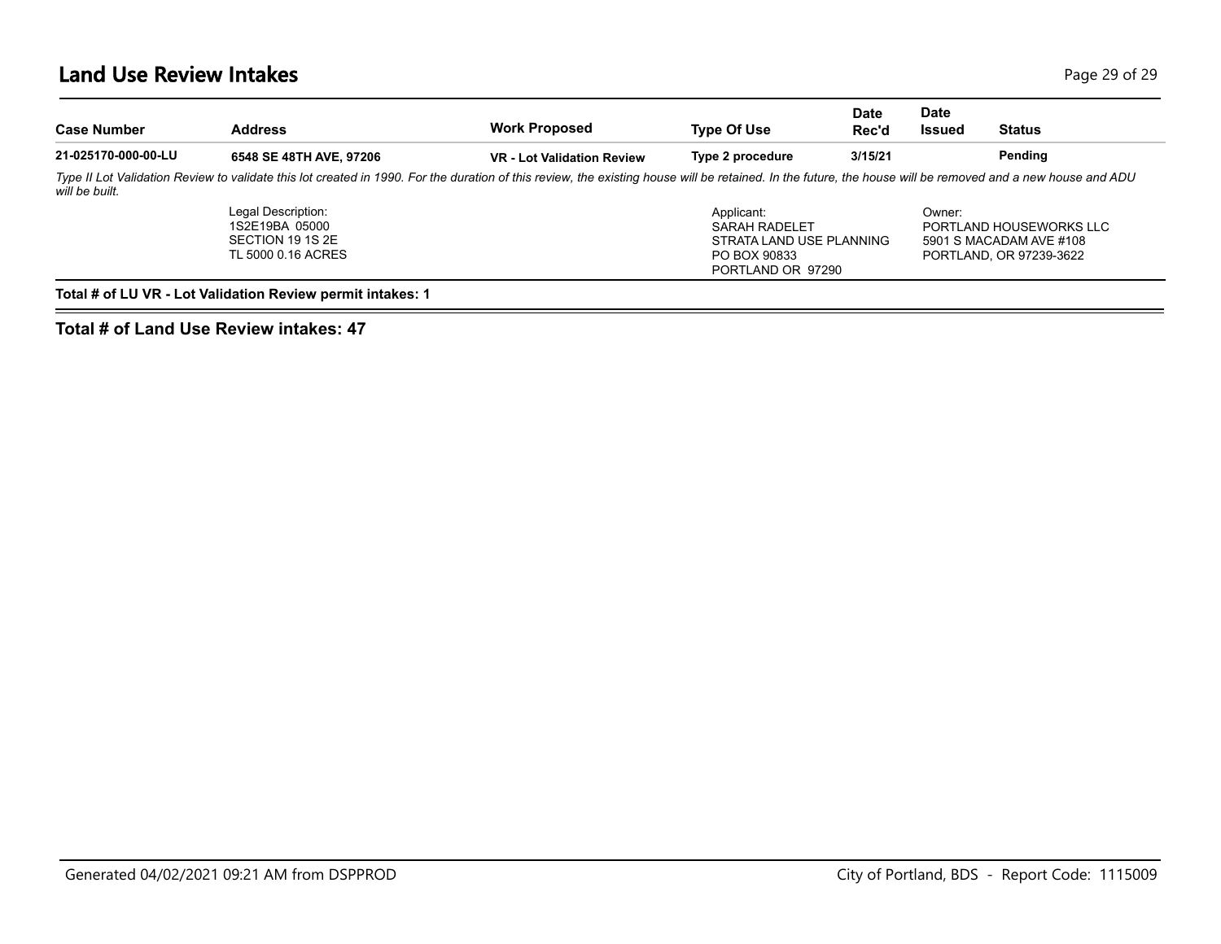# Land Use Review Intakes

| Case Number | Address | Work Proposed | Type Of Use | Date Rec'd | Date Issued | Status |
|---|---|---|---|---|---|---|
| **21-025170-000-00-LU** | **6548 SE 48TH AVE, 97206** | **VR - Lot Validation Review** | **Type 2 procedure** | **3/15/21** | | **Pending** |

*Type II Lot Validation Review to validate this lot created in 1990. For the duration of this review, the existing house will be retained. In the future, the house will be removed and a new house and ADU will be built.*

Legal Description:
1S2E19BA 05000
SECTION 19 1S 2E
TL 5000 0.16 ACRES

Applicant:
SARAH RADELET
STRATA LAND USE PLANNING
PO BOX 90833
PORTLAND OR 97290

Owner:
PORTLAND HOUSEWORKS LLC
5901 S MACADAM AVE #108
PORTLAND, OR 97239-3622

**Total # of LU VR - Lot Validation Review permit intakes: 1**

**Total # of Land Use Review intakes: 47**

Generated 04/02/2021 09:21 AM from DSPPROD

City of Portland, BDS - Report Code: 1115009